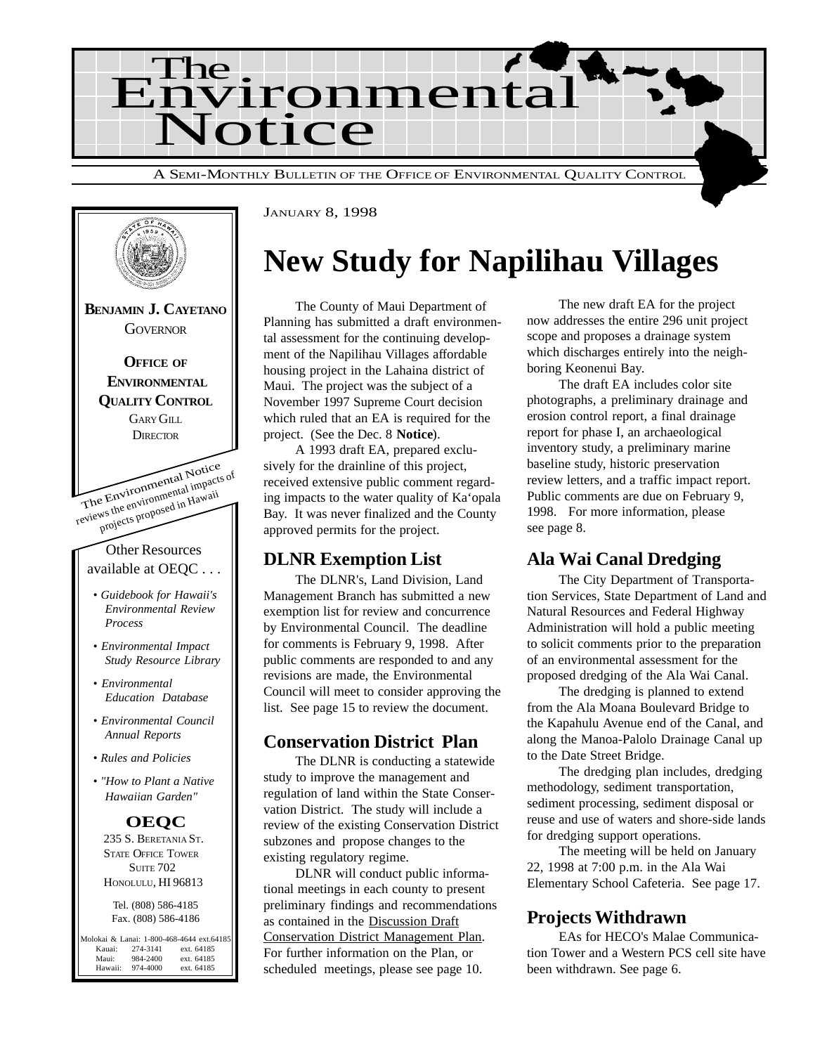# The Environmental Notice

A SEMI-MONTHLY BULLETIN OF THE OFFICE OF ENVIRONMENTAL QUALITY CONTROL

**BENJAMIN J. CAYETANO**
GOVERNOR

**OFFICE OF ENVIRONMENTAL QUALITY CONTROL**
GARY GILL
DIRECTOR

The Environmental Notice reviews the environmental impacts of projects proposed in Hawaii

Other Resources available at OEQC . . .

- *Guidebook for Hawaii's Environmental Review Process*
- *Environmental Impact Study Resource Library*
- *Environmental Education Database*
- *Environmental Council Annual Reports*
- *Rules and Policies*
- *"How to Plant a Native Hawaiian Garden"*

**OEQC**
235 S. BERETANIA ST.
STATE OFFICE TOWER
SUITE 702
HONOLULU, HI 96813

Tel. (808) 586-4185
Fax. (808) 586-4186

| | | |
|---|---|---|
| Molokai & Lanai: | 1-800-468-4644 | ext.64185 |
| Kauai: | 274-3141 | ext. 64185 |
| Maui: | 984-2400 | ext. 64185 |
| Hawaii: | 974-4000 | ext. 64185 |

JANUARY 8, 1998

# New Study for Napilihau Villages

The County of Maui Department of Planning has submitted a draft environmental assessment for the continuing development of the Napilihau Villages affordable housing project in the Lahaina district of Maui. The project was the subject of a November 1997 Supreme Court decision which ruled that an EA is required for the project. (See the Dec. 8 **Notice**).

A 1993 draft EA, prepared exclusively for the drainline of this project, received extensive public comment regarding impacts to the water quality of Ka'opala Bay. It was never finalized and the County approved permits for the project.

The new draft EA for the project now addresses the entire 296 unit project scope and proposes a drainage system which discharges entirely into the neighboring Keonenui Bay.

The draft EA includes color site photographs, a preliminary drainage and erosion control report, a final drainage report for phase I, an archaeological inventory study, a preliminary marine baseline study, historic preservation review letters, and a traffic impact report. Public comments are due on February 9, 1998. For more information, please see page 8.

## DLNR Exemption List

The DLNR's, Land Division, Land Management Branch has submitted a new exemption list for review and concurrence by Environmental Council. The deadline for comments is February 9, 1998. After public comments are responded to and any revisions are made, the Environmental Council will meet to consider approving the list. See page 15 to review the document.

## Conservation District Plan

The DLNR is conducting a statewide study to improve the management and regulation of land within the State Conservation District. The study will include a review of the existing Conservation District subzones and propose changes to the existing regulatory regime.

DLNR will conduct public informational meetings in each county to present preliminary findings and recommendations as contained in the Discussion Draft Conservation District Management Plan. For further information on the Plan, or scheduled meetings, please see page 10.

## Ala Wai Canal Dredging

The City Department of Transportation Services, State Department of Land and Natural Resources and Federal Highway Administration will hold a public meeting to solicit comments prior to the preparation of an environmental assessment for the proposed dredging of the Ala Wai Canal.

The dredging is planned to extend from the Ala Moana Boulevard Bridge to the Kapahulu Avenue end of the Canal, and along the Manoa-Palolo Drainage Canal up to the Date Street Bridge.

The dredging plan includes, dredging methodology, sediment transportation, sediment processing, sediment disposal or reuse and use of waters and shore-side lands for dredging support operations.

The meeting will be held on January 22, 1998 at 7:00 p.m. in the Ala Wai Elementary School Cafeteria. See page 17.

## Projects Withdrawn

EAs for HECO's Malae Communication Tower and a Western PCS cell site have been withdrawn. See page 6.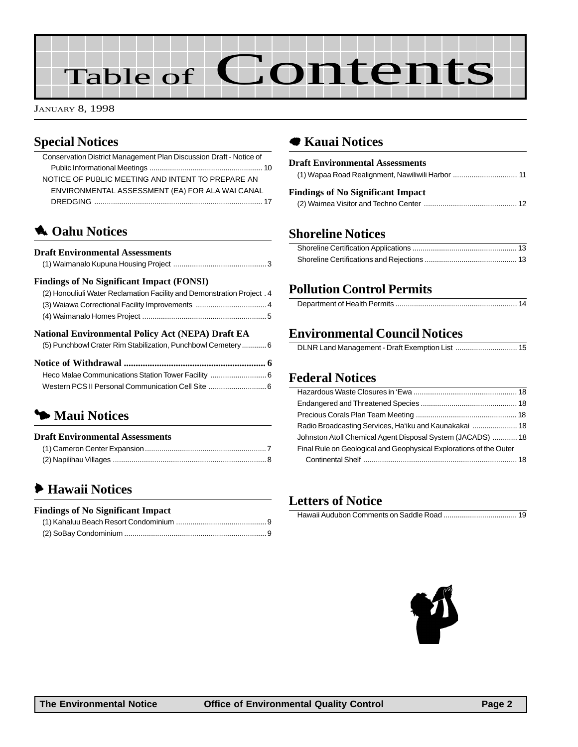# Table of Contents

January 8, 1998

## Special Notices

Conservation District Management Plan Discussion Draft - Notice of Public Informational Meetings ...... 10

NOTICE OF PUBLIC MEETING AND INTENT TO PREPARE AN ENVIRONMENTAL ASSESSMENT (EA) FOR ALA WAI CANAL DREDGING ...... 17

## Oahu Notices

### Draft Environmental Assessments

(1) Waimanalo Kupuna Housing Project ...... 3

### Findings of No Significant Impact (FONSI)

(2) Honouliuli Water Reclamation Facility and Demonstration Project . 4

(3) Waiawa Correctional Facility Improvements ...... 4

(4) Waimanalo Homes Project ...... 5

### National Environmental Policy Act (NEPA) Draft EA

(5) Punchbowl Crater Rim Stabilization, Punchbowl Cemetery ...... 6

### Notice of Withdrawal ...... 6

Heco Malae Communications Station Tower Facility ...... 6

Western PCS II Personal Communication Cell Site ...... 6

## Maui Notices

### Draft Environmental Assessments

(1) Cameron Center Expansion ...... 7

(2) Napilihau Villages ...... 8

## Hawaii Notices

### Findings of No Significant Impact

(1) Kahaluu Beach Resort Condominium ...... 9

(2) SoBay Condominium ...... 9

## Kauai Notices

### Draft Environmental Assessments

(1) Wapaa Road Realignment, Nawiliwili Harbor ...... 11

### Findings of No Significant Impact

(2) Waimea Visitor and Techno Center ...... 12

## Shoreline Notices

Shoreline Certification Applications ...... 13

Shoreline Certifications and Rejections ...... 13

## Pollution Control Permits

Department of Health Permits ...... 14

## Environmental Council Notices

DLNR Land Management - Draft Exemption List ...... 15

## Federal Notices

Hazardous Waste Closures in ʻEwa ...... 18

Endangered and Threatened Species ...... 18

Precious Corals Plan Team Meeting ...... 18

Radio Broadcasting Services, Haʻiku and Kaunakakai ...... 18

Johnston Atoll Chemical Agent Disposal System (JACADS) ...... 18

Final Rule on Geological and Geophysical Explorations of the Outer Continental Shelf ...... 18

## Letters of Notice

Hawaii Audubon Comments on Saddle Road ...... 19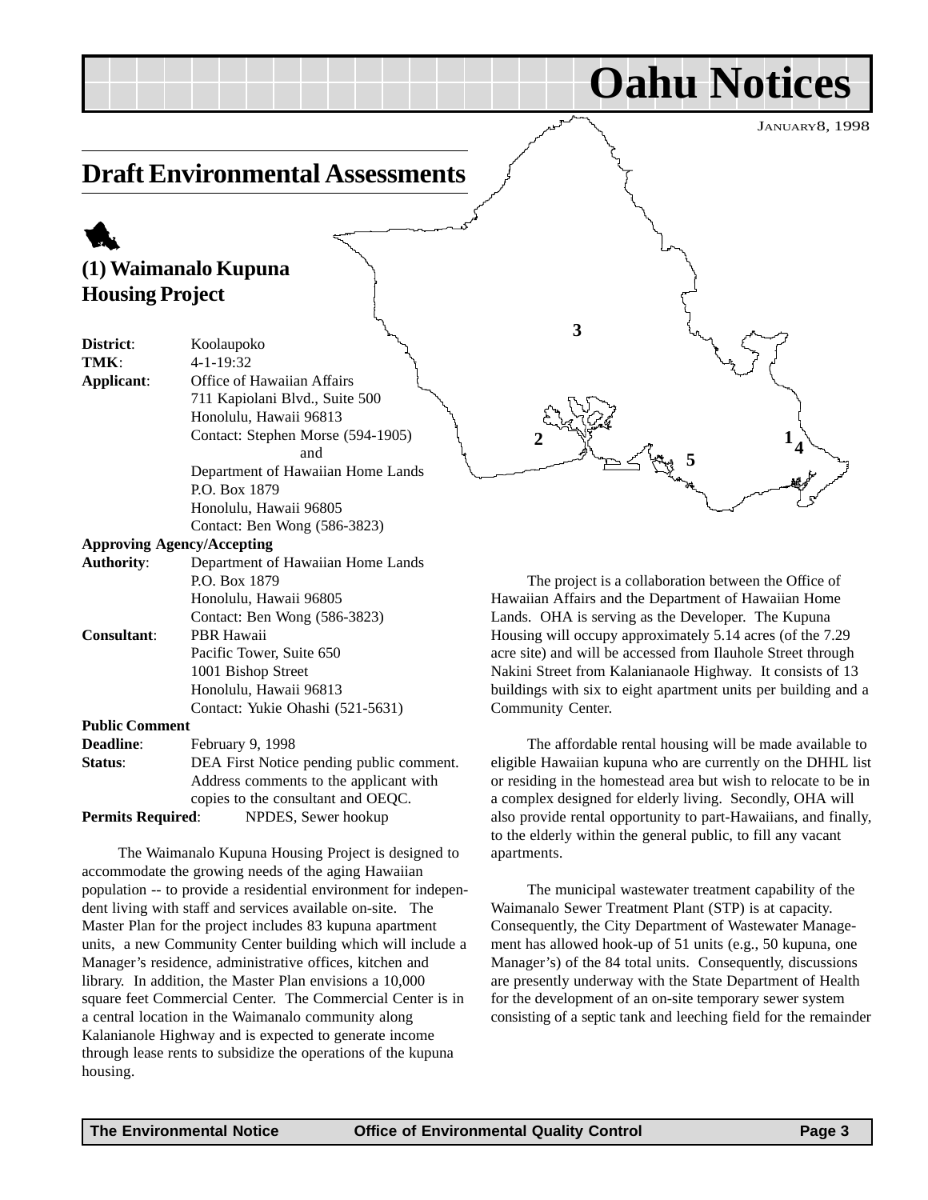# Oahu Notices

JANUARY 8, 1998

## Draft Environmental Assessments

### (1) Waimanalo Kupuna Housing Project

**District**: Koolaupoko
**TMK**: 4-1-19:32
**Applicant**: Office of Hawaiian Affairs
711 Kapiolani Blvd., Suite 500
Honolulu, Hawaii 96813
Contact: Stephen Morse (594-1905)
and
Department of Hawaiian Home Lands
P.O. Box 1879
Honolulu, Hawaii 96805
Contact: Ben Wong (586-3823)

**Approving Agency/Accepting Authority**: Department of Hawaiian Home Lands
P.O. Box 1879
Honolulu, Hawaii 96805
Contact: Ben Wong (586-3823)

**Consultant**: PBR Hawaii
Pacific Tower, Suite 650
1001 Bishop Street
Honolulu, Hawaii 96813
Contact: Yukie Ohashi (521-5631)

**Public Comment Deadline**: February 9, 1998

**Status**: DEA First Notice pending public comment. Address comments to the applicant with copies to the consultant and OEQC.

**Permits Required**: NPDES, Sewer hookup

The Waimanalo Kupuna Housing Project is designed to accommodate the growing needs of the aging Hawaiian population -- to provide a residential environment for independent living with staff and services available on-site. The Master Plan for the project includes 83 kupuna apartment units, a new Community Center building which will include a Manager's residence, administrative offices, kitchen and library. In addition, the Master Plan envisions a 10,000 square feet Commercial Center. The Commercial Center is in a central location in the Waimanalo community along Kalanianaole Highway and is expected to generate income through lease rents to subsidize the operations of the kupuna housing.

The project is a collaboration between the Office of Hawaiian Affairs and the Department of Hawaiian Home Lands. OHA is serving as the Developer. The Kupuna Housing will occupy approximately 5.14 acres (of the 7.29 acre site) and will be accessed from Ilauhole Street through Nakini Street from Kalanianaole Highway. It consists of 13 buildings with six to eight apartment units per building and a Community Center.

The affordable rental housing will be made available to eligible Hawaiian kupuna who are currently on the DHHL list or residing in the homestead area but wish to relocate to be in a complex designed for elderly living. Secondly, OHA will also provide rental opportunity to part-Hawaiians, and finally, to the elderly within the general public, to fill any vacant apartments.

The municipal wastewater treatment capability of the Waimanalo Sewer Treatment Plant (STP) is at capacity. Consequently, the City Department of Wastewater Management has allowed hook-up of 51 units (e.g., 50 kupuna, one Manager's) of the 84 total units. Consequently, discussions are presently underway with the State Department of Health for the development of an on-site temporary sewer system consisting of a septic tank and leeching field for the remainder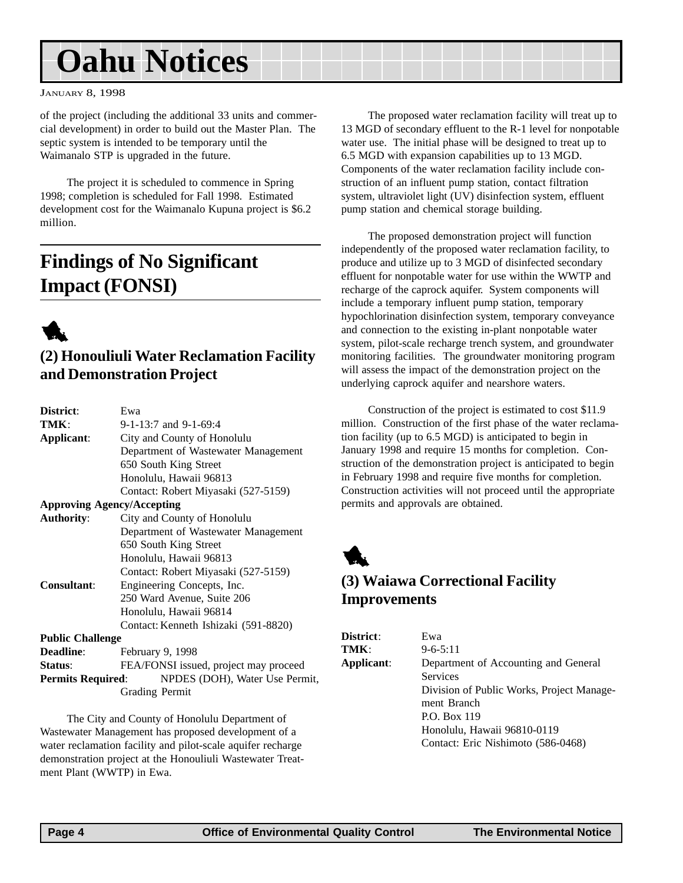of the project (including the additional 33 units and commercial development) in order to build out the Master Plan. The septic system is intended to be temporary until the Waimanalo STP is upgraded in the future.

The project it is scheduled to commence in Spring 1998; completion is scheduled for Fall 1998. Estimated development cost for the Waimanalo Kupuna project is $6.2 million.

## Findings of No Significant Impact (FONSI)

### (2) Honouliuli Water Reclamation Facility and Demonstration Project

**District**: Ewa
**TMK**: 9-1-13:7 and 9-1-69:4
**Applicant**: City and County of Honolulu
Department of Wastewater Management
650 South King Street
Honolulu, Hawaii 96813
Contact: Robert Miyasaki (527-5159)
**Approving Agency/Accepting Authority**: City and County of Honolulu
Department of Wastewater Management
650 South King Street
Honolulu, Hawaii 96813
Contact: Robert Miyasaki (527-5159)
**Consultant**: Engineering Concepts, Inc.
250 Ward Avenue, Suite 206
Honolulu, Hawaii 96814
Contact: Kenneth Ishizaki (591-8820)
**Public Challenge Deadline**: February 9, 1998
**Status**: FEA/FONSI issued, project may proceed
**Permits Required**: NPDES (DOH), Water Use Permit, Grading Permit

The City and County of Honolulu Department of Wastewater Management has proposed development of a water reclamation facility and pilot-scale aquifer recharge demonstration project at the Honouliuli Wastewater Treatment Plant (WWTP) in Ewa.

The proposed water reclamation facility will treat up to 13 MGD of secondary effluent to the R-1 level for nonpotable water use. The initial phase will be designed to treat up to 6.5 MGD with expansion capabilities up to 13 MGD. Components of the water reclamation facility include construction of an influent pump station, contact filtration system, ultraviolet light (UV) disinfection system, effluent pump station and chemical storage building.

The proposed demonstration project will function independently of the proposed water reclamation facility, to produce and utilize up to 3 MGD of disinfected secondary effluent for nonpotable water for use within the WWTP and recharge of the caprock aquifer. System components will include a temporary influent pump station, temporary hypochlorination disinfection system, temporary conveyance and connection to the existing in-plant nonpotable water system, pilot-scale recharge trench system, and groundwater monitoring facilities. The groundwater monitoring program will assess the impact of the demonstration project on the underlying caprock aquifer and nearshore waters.

Construction of the project is estimated to cost $11.9 million. Construction of the first phase of the water reclamation facility (up to 6.5 MGD) is anticipated to begin in January 1998 and require 15 months for completion. Construction of the demonstration project is anticipated to begin in February 1998 and require five months for completion. Construction activities will not proceed until the appropriate permits and approvals are obtained.

### (3) Waiawa Correctional Facility Improvements

**District**: Ewa
**TMK**: 9-6-5:11
**Applicant**: Department of Accounting and General Services
Division of Public Works, Project Management Branch
P.O. Box 119
Honolulu, Hawaii 96810-0119
Contact: Eric Nishimoto (586-0468)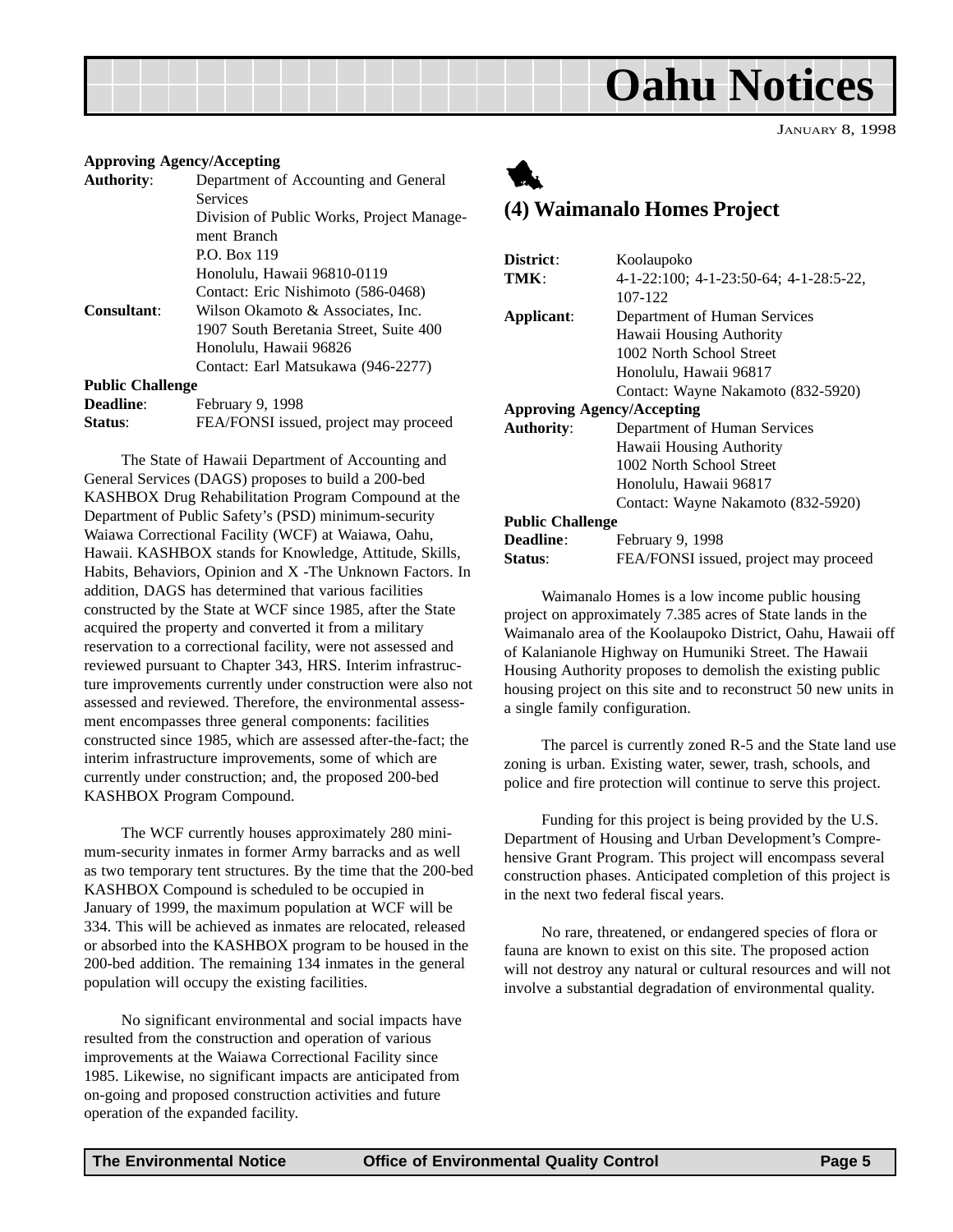**Approving Agency/Accepting**

| | |
|---|---|
| **Authority**: | Department of Accounting and General Services<br>Division of Public Works, Project Management Branch<br>P.O. Box 119<br>Honolulu, Hawaii 96810-0119<br>Contact: Eric Nishimoto (586-0468) |
| **Consultant**: | Wilson Okamoto & Associates, Inc.<br>1907 South Beretania Street, Suite 400<br>Honolulu, Hawaii 96826<br>Contact: Earl Matsukawa (946-2277) |

**Public Challenge**

| | |
|---|---|
| **Deadline**: | February 9, 1998 |
| **Status**: | FEA/FONSI issued, project may proceed |

The State of Hawaii Department of Accounting and General Services (DAGS) proposes to build a 200-bed KASHBOX Drug Rehabilitation Program Compound at the Department of Public Safety's (PSD) minimum-security Waiawa Correctional Facility (WCF) at Waiawa, Oahu, Hawaii. KASHBOX stands for Knowledge, Attitude, Skills, Habits, Behaviors, Opinion and X -The Unknown Factors. In addition, DAGS has determined that various facilities constructed by the State at WCF since 1985, after the State acquired the property and converted it from a military reservation to a correctional facility, were not assessed and reviewed pursuant to Chapter 343, HRS. Interim infrastructure improvements currently under construction were also not assessed and reviewed. Therefore, the environmental assessment encompasses three general components: facilities constructed since 1985, which are assessed after-the-fact; the interim infrastructure improvements, some of which are currently under construction; and, the proposed 200-bed KASHBOX Program Compound.

The WCF currently houses approximately 280 minimum-security inmates in former Army barracks and as well as two temporary tent structures. By the time that the 200-bed KASHBOX Compound is scheduled to be occupied in January of 1999, the maximum population at WCF will be 334. This will be achieved as inmates are relocated, released or absorbed into the KASHBOX program to be housed in the 200-bed addition. The remaining 134 inmates in the general population will occupy the existing facilities.

No significant environmental and social impacts have resulted from the construction and operation of various improvements at the Waiawa Correctional Facility since 1985. Likewise, no significant impacts are anticipated from on-going and proposed construction activities and future operation of the expanded facility.

## (4) Waimanalo Homes Project

| | |
|---|---|
| **District**: | Koolaupoko |
| **TMK**: | 4-1-22:100; 4-1-23:50-64; 4-1-28:5-22, 107-122 |
| **Applicant**: | Department of Human Services<br>Hawaii Housing Authority<br>1002 North School Street<br>Honolulu, Hawaii 96817<br>Contact: Wayne Nakamoto (832-5920) |

**Approving Agency/Accepting**

| | |
|---|---|
| **Authority**: | Department of Human Services<br>Hawaii Housing Authority<br>1002 North School Street<br>Honolulu, Hawaii 96817<br>Contact: Wayne Nakamoto (832-5920) |

**Public Challenge**

| | |
|---|---|
| **Deadline**: | February 9, 1998 |
| **Status**: | FEA/FONSI issued, project may proceed |

Waimanalo Homes is a low income public housing project on approximately 7.385 acres of State lands in the Waimanalo area of the Koolaupoko District, Oahu, Hawaii off of Kalanianole Highway on Humuniki Street. The Hawaii Housing Authority proposes to demolish the existing public housing project on this site and to reconstruct 50 new units in a single family configuration.

The parcel is currently zoned R-5 and the State land use zoning is urban. Existing water, sewer, trash, schools, and police and fire protection will continue to serve this project.

Funding for this project is being provided by the U.S. Department of Housing and Urban Development's Comprehensive Grant Program. This project will encompass several construction phases. Anticipated completion of this project is in the next two federal fiscal years.

No rare, threatened, or endangered species of flora or fauna are known to exist on this site. The proposed action will not destroy any natural or cultural resources and will not involve a substantial degradation of environmental quality.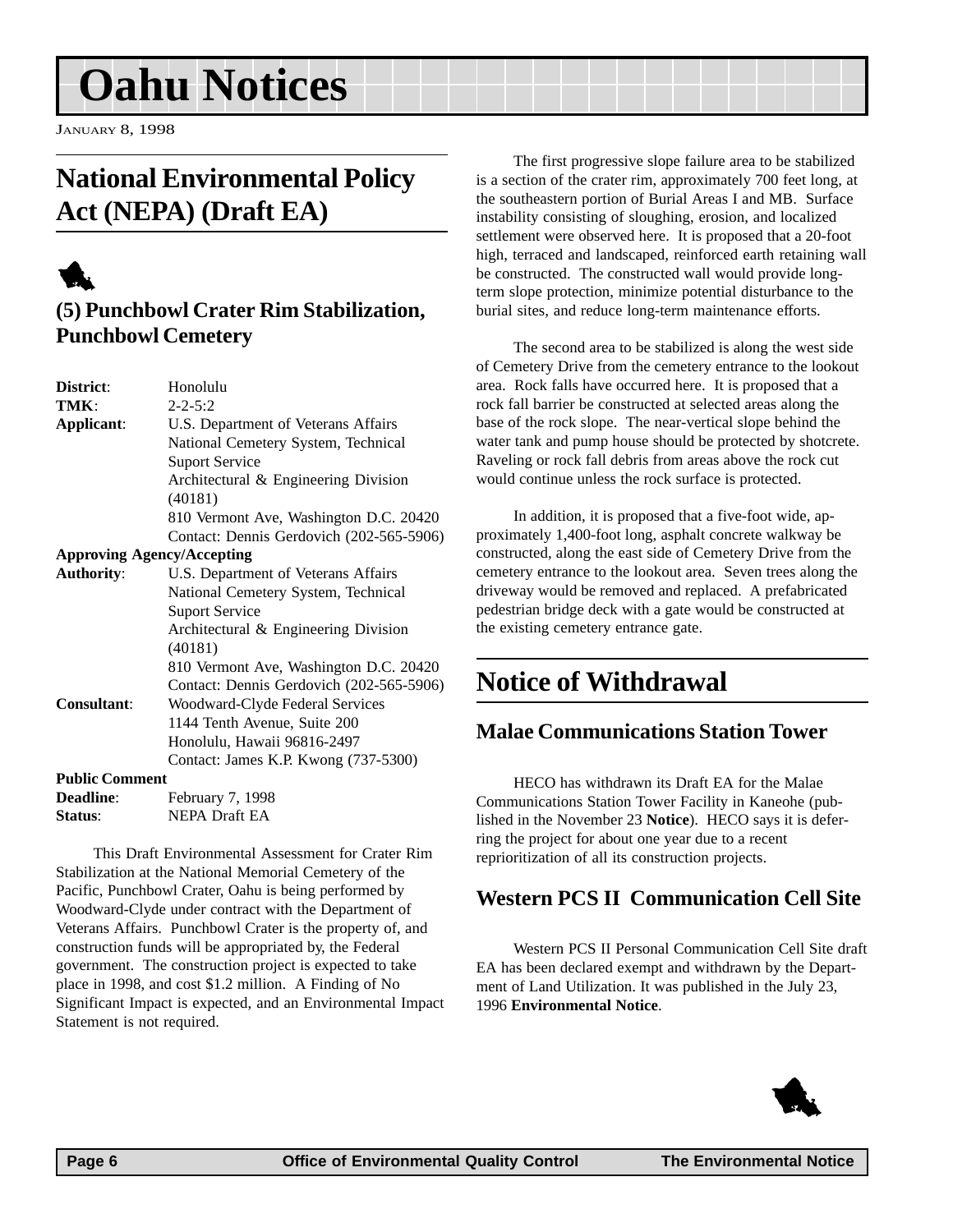# Oahu Notices

January 8, 1998

## National Environmental Policy Act (NEPA) (Draft EA)

### (5) Punchbowl Crater Rim Stabilization, Punchbowl Cemetery

**District**: Honolulu
**TMK**: 2-2-5:2
**Applicant**: U.S. Department of Veterans Affairs
National Cemetery System, Technical Suport Service
Architectural & Engineering Division (40181)
810 Vermont Ave, Washington D.C. 20420
Contact: Dennis Gerdovich (202-565-5906)

**Approving Agency/Accepting Authority**: U.S. Department of Veterans Affairs
National Cemetery System, Technical Suport Service
Architectural & Engineering Division (40181)
810 Vermont Ave, Washington D.C. 20420
Contact: Dennis Gerdovich (202-565-5906)

**Consultant**: Woodward-Clyde Federal Services
1144 Tenth Avenue, Suite 200
Honolulu, Hawaii 96816-2497
Contact: James K.P. Kwong (737-5300)

**Public Comment Deadline**: February 7, 1998
**Status**: NEPA Draft EA

This Draft Environmental Assessment for Crater Rim Stabilization at the National Memorial Cemetery of the Pacific, Punchbowl Crater, Oahu is being performed by Woodward-Clyde under contract with the Department of Veterans Affairs. Punchbowl Crater is the property of, and construction funds will be appropriated by, the Federal government. The construction project is expected to take place in 1998, and cost $1.2 million. A Finding of No Significant Impact is expected, and an Environmental Impact Statement is not required.

The first progressive slope failure area to be stabilized is a section of the crater rim, approximately 700 feet long, at the southeastern portion of Burial Areas I and MB. Surface instability consisting of sloughing, erosion, and localized settlement were observed here. It is proposed that a 20-foot high, terraced and landscaped, reinforced earth retaining wall be constructed. The constructed wall would provide long-term slope protection, minimize potential disturbance to the burial sites, and reduce long-term maintenance efforts.

The second area to be stabilized is along the west side of Cemetery Drive from the cemetery entrance to the lookout area. Rock falls have occurred here. It is proposed that a rock fall barrier be constructed at selected areas along the base of the rock slope. The near-vertical slope behind the water tank and pump house should be protected by shotcrete. Raveling or rock fall debris from areas above the rock cut would continue unless the rock surface is protected.

In addition, it is proposed that a five-foot wide, approximately 1,400-foot long, asphalt concrete walkway be constructed, along the east side of Cemetery Drive from the cemetery entrance to the lookout area. Seven trees along the driveway would be removed and replaced. A prefabricated pedestrian bridge deck with a gate would be constructed at the existing cemetery entrance gate.

## Notice of Withdrawal

### Malae Communications Station Tower

HECO has withdrawn its Draft EA for the Malae Communications Station Tower Facility in Kaneohe (published in the November 23 **Notice**). HECO says it is deferring the project for about one year due to a recent reprioritization of all its construction projects.

### Western PCS II Communication Cell Site

Western PCS II Personal Communication Cell Site draft EA has been declared exempt and withdrawn by the Department of Land Utilization. It was published in the July 23, 1996 **Environmental Notice**.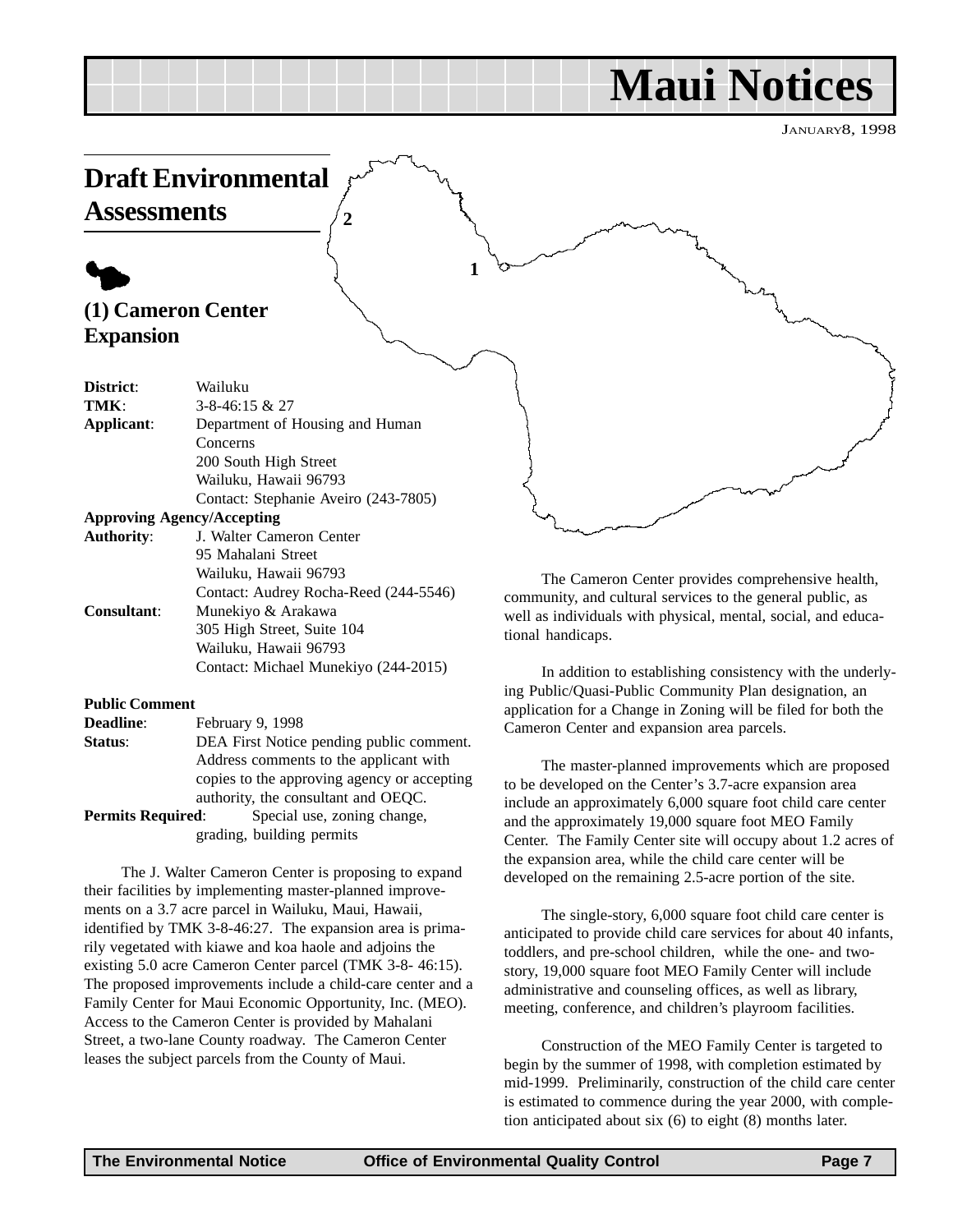# Maui Notices

JANUARY 8, 1998

## Draft Environmental Assessments

### (1) Cameron Center Expansion

**District**: Wailuku
**TMK**: 3-8-46:15 & 27
**Applicant**: Department of Housing and Human Concerns
200 South High Street
Wailuku, Hawaii 96793
Contact: Stephanie Aveiro (243-7805)

**Approving Agency/Accepting Authority**: J. Walter Cameron Center
95 Mahalani Street
Wailuku, Hawaii 96793
Contact: Audrey Rocha-Reed (244-5546)

**Consultant**: Munekiyo & Arakawa
305 High Street, Suite 104
Wailuku, Hawaii 96793
Contact: Michael Munekiyo (244-2015)

**Public Comment Deadline**: February 9, 1998

**Status**: DEA First Notice pending public comment. Address comments to the applicant with copies to the approving agency or accepting authority, the consultant and OEQC.

**Permits Required**: Special use, zoning change, grading, building permits

The J. Walter Cameron Center is proposing to expand their facilities by implementing master-planned improvements on a 3.7 acre parcel in Wailuku, Maui, Hawaii, identified by TMK 3-8-46:27. The expansion area is primarily vegetated with kiawe and koa haole and adjoins the existing 5.0 acre Cameron Center parcel (TMK 3-8- 46:15). The proposed improvements include a child-care center and a Family Center for Maui Economic Opportunity, Inc. (MEO). Access to the Cameron Center is provided by Mahalani Street, a two-lane County roadway. The Cameron Center leases the subject parcels from the County of Maui.

The Cameron Center provides comprehensive health, community, and cultural services to the general public, as well as individuals with physical, mental, social, and educational handicaps.

In addition to establishing consistency with the underlying Public/Quasi-Public Community Plan designation, an application for a Change in Zoning will be filed for both the Cameron Center and expansion area parcels.

The master-planned improvements which are proposed to be developed on the Center's 3.7-acre expansion area include an approximately 6,000 square foot child care center and the approximately 19,000 square foot MEO Family Center. The Family Center site will occupy about 1.2 acres of the expansion area, while the child care center will be developed on the remaining 2.5-acre portion of the site.

The single-story, 6,000 square foot child care center is anticipated to provide child care services for about 40 infants, toddlers, and pre-school children, while the one- and two-story, 19,000 square foot MEO Family Center will include administrative and counseling offices, as well as library, meeting, conference, and children's playroom facilities.

Construction of the MEO Family Center is targeted to begin by the summer of 1998, with completion estimated by mid-1999. Preliminarily, construction of the child care center is estimated to commence during the year 2000, with completion anticipated about six (6) to eight (8) months later.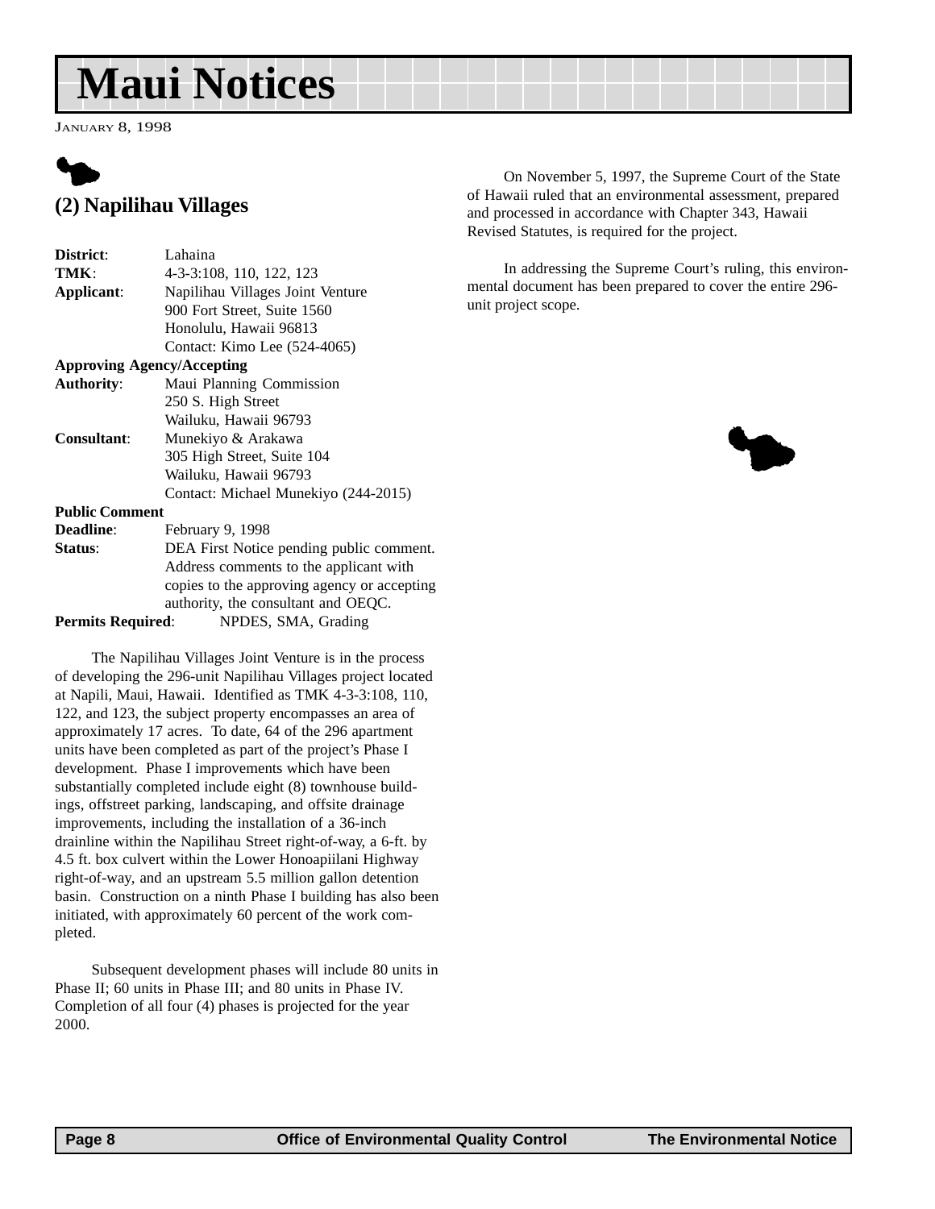# Maui Notices

January 8, 1998

## (2) Napilihau Villages

**District**: Lahaina
**TMK**: 4-3-3:108, 110, 122, 123
**Applicant**: Napilihau Villages Joint Venture
900 Fort Street, Suite 1560
Honolulu, Hawaii 96813
Contact: Kimo Lee (524-4065)

**Approving Agency/Accepting Authority**: Maui Planning Commission
250 S. High Street
Wailuku, Hawaii 96793

**Consultant**: Munekiyo & Arakawa
305 High Street, Suite 104
Wailuku, Hawaii 96793
Contact: Michael Munekiyo (244-2015)

**Public Comment Deadline**: February 9, 1998

**Status**: DEA First Notice pending public comment. Address comments to the applicant with copies to the approving agency or accepting authority, the consultant and OEQC.

**Permits Required**: NPDES, SMA, Grading

The Napilihau Villages Joint Venture is in the process of developing the 296-unit Napilihau Villages project located at Napili, Maui, Hawaii. Identified as TMK 4-3-3:108, 110, 122, and 123, the subject property encompasses an area of approximately 17 acres. To date, 64 of the 296 apartment units have been completed as part of the project's Phase I development. Phase I improvements which have been substantially completed include eight (8) townhouse buildings, offstreet parking, landscaping, and offsite drainage improvements, including the installation of a 36-inch drainline within the Napilihau Street right-of-way, a 6-ft. by 4.5 ft. box culvert within the Lower Honoapiilani Highway right-of-way, and an upstream 5.5 million gallon detention basin. Construction on a ninth Phase I building has also been initiated, with approximately 60 percent of the work completed.

Subsequent development phases will include 80 units in Phase II; 60 units in Phase III; and 80 units in Phase IV. Completion of all four (4) phases is projected for the year 2000.

On November 5, 1997, the Supreme Court of the State of Hawaii ruled that an environmental assessment, prepared and processed in accordance with Chapter 343, Hawaii Revised Statutes, is required for the project.

In addressing the Supreme Court's ruling, this environmental document has been prepared to cover the entire 296-unit project scope.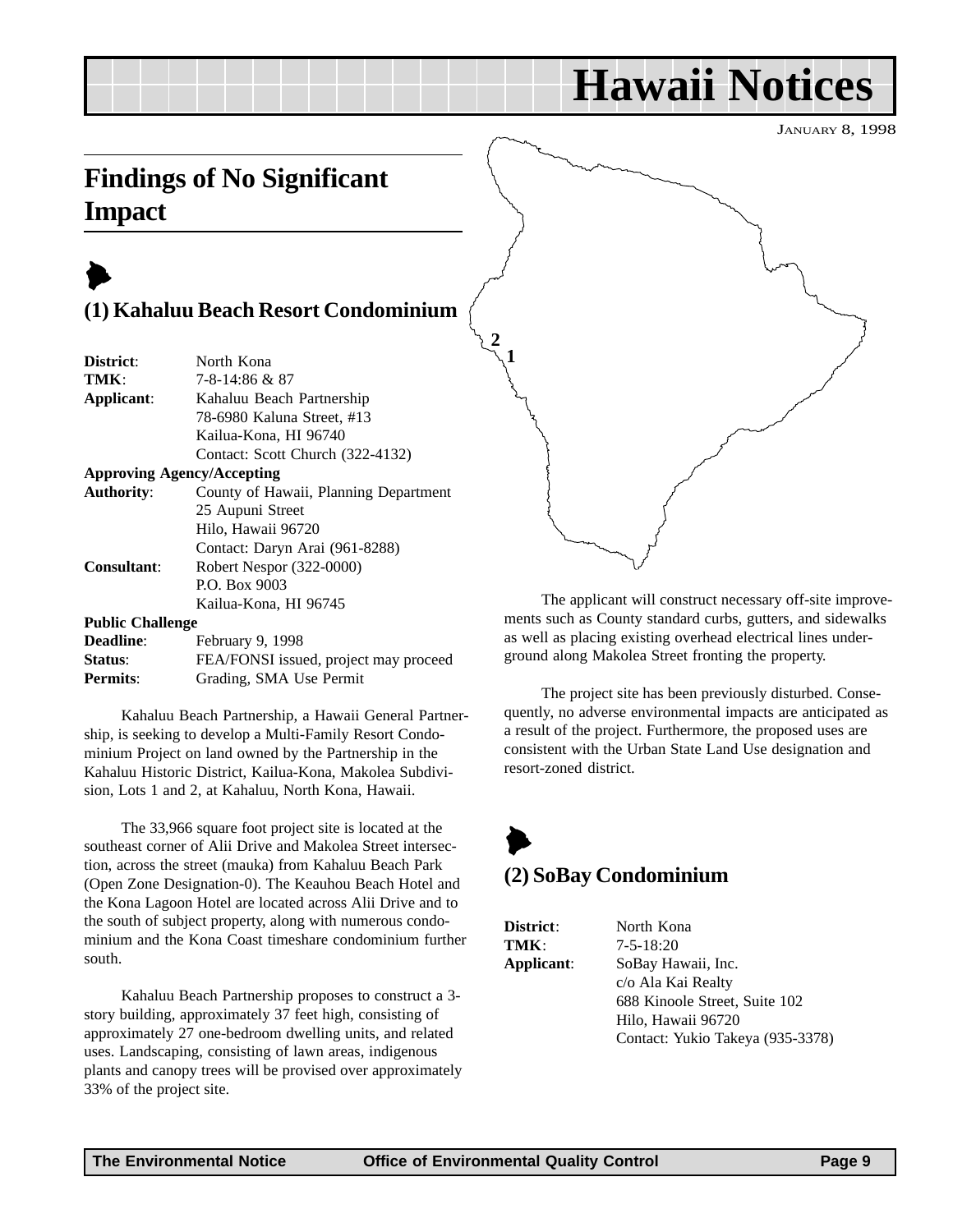# Hawaii Notices

JANUARY 8, 1998

## Findings of No Significant Impact

### (1) Kahaluu Beach Resort Condominium

**District**: North Kona
**TMK**: 7-8-14:86 & 87
**Applicant**: Kahaluu Beach Partnership
78-6980 Kaluna Street, #13
Kailua-Kona, HI 96740
Contact: Scott Church (322-4132)

**Approving Agency/Accepting Authority**: County of Hawaii, Planning Department
25 Aupuni Street
Hilo, Hawaii 96720
Contact: Daryn Arai (961-8288)

**Consultant**: Robert Nespor (322-0000)
P.O. Box 9003
Kailua-Kona, HI 96745

**Public Challenge Deadline**: February 9, 1998
**Status**: FEA/FONSI issued, project may proceed
**Permits**: Grading, SMA Use Permit

Kahaluu Beach Partnership, a Hawaii General Partnership, is seeking to develop a Multi-Family Resort Condominium Project on land owned by the Partnership in the Kahaluu Historic District, Kailua-Kona, Makolea Subdivision, Lots 1 and 2, at Kahaluu, North Kona, Hawaii.

The 33,966 square foot project site is located at the southeast corner of Alii Drive and Makolea Street intersection, across the street (mauka) from Kahaluu Beach Park (Open Zone Designation-0). The Keauhou Beach Hotel and the Kona Lagoon Hotel are located across Alii Drive and to the south of subject property, along with numerous condominium and the Kona Coast timeshare condominium further south.

Kahaluu Beach Partnership proposes to construct a 3-story building, approximately 37 feet high, consisting of approximately 27 one-bedroom dwelling units, and related uses. Landscaping, consisting of lawn areas, indigenous plants and canopy trees will be provised over approximately 33% of the project site.

The applicant will construct necessary off-site improvements such as County standard curbs, gutters, and sidewalks as well as placing existing overhead electrical lines underground along Makolea Street fronting the property.

The project site has been previously disturbed. Consequently, no adverse environmental impacts are anticipated as a result of the project. Furthermore, the proposed uses are consistent with the Urban State Land Use designation and resort-zoned district.

### (2) SoBay Condominium

**District**: North Kona
**TMK**: 7-5-18:20
**Applicant**: SoBay Hawaii, Inc.
c/o Ala Kai Realty
688 Kinoole Street, Suite 102
Hilo, Hawaii 96720
Contact: Yukio Takeya (935-3378)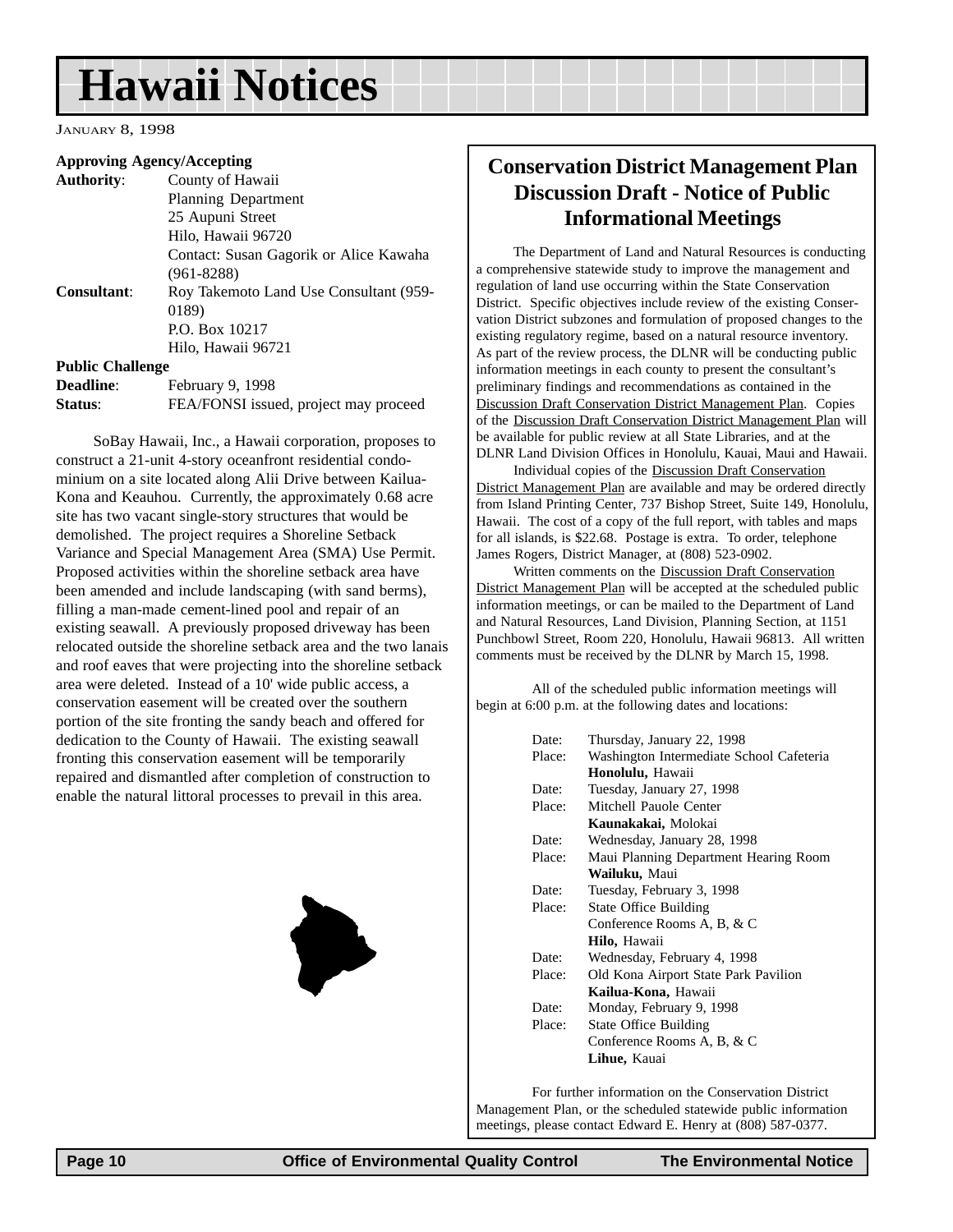# Hawaii Notices

JANUARY 8, 1998

**Approving Agency/Accepting Authority**: County of Hawaii
Planning Department
25 Aupuni Street
Hilo, Hawaii 96720
Contact: Susan Gagorik or Alice Kawaha (961-8288)

**Consultant**: Roy Takemoto Land Use Consultant (959-0189)
P.O. Box 10217
Hilo, Hawaii 96721

**Public Challenge Deadline**: February 9, 1998

**Status**: FEA/FONSI issued, project may proceed

SoBay Hawaii, Inc., a Hawaii corporation, proposes to construct a 21-unit 4-story oceanfront residential condominium on a site located along Alii Drive between Kailua-Kona and Keauhou. Currently, the approximately 0.68 acre site has two vacant single-story structures that would be demolished. The project requires a Shoreline Setback Variance and Special Management Area (SMA) Use Permit. Proposed activities within the shoreline setback area have been amended and include landscaping (with sand berms), filling a man-made cement-lined pool and repair of an existing seawall. A previously proposed driveway has been relocated outside the shoreline setback area and the two lanais and roof eaves that were projecting into the shoreline setback area were deleted. Instead of a 10' wide public access, a conservation easement will be created over the southern portion of the site fronting the sandy beach and offered for dedication to the County of Hawaii. The existing seawall fronting this conservation easement will be temporarily repaired and dismantled after completion of construction to enable the natural littoral processes to prevail in this area.

## Conservation District Management Plan Discussion Draft - Notice of Public Informational Meetings

The Department of Land and Natural Resources is conducting a comprehensive statewide study to improve the management and regulation of land use occurring within the State Conservation District. Specific objectives include review of the existing Conservation District subzones and formulation of proposed changes to the existing regulatory regime, based on a natural resource inventory. As part of the review process, the DLNR will be conducting public information meetings in each county to present the consultant's preliminary findings and recommendations as contained in the Discussion Draft Conservation District Management Plan. Copies of the Discussion Draft Conservation District Management Plan will be available for public review at all State Libraries, and at the DLNR Land Division Offices in Honolulu, Kauai, Maui and Hawaii.

Individual copies of the Discussion Draft Conservation District Management Plan are available and may be ordered directly from Island Printing Center, 737 Bishop Street, Suite 149, Honolulu, Hawaii. The cost of a copy of the full report, with tables and maps for all islands, is $22.68. Postage is extra. To order, telephone James Rogers, District Manager, at (808) 523-0902.

Written comments on the Discussion Draft Conservation District Management Plan will be accepted at the scheduled public information meetings, or can be mailed to the Department of Land and Natural Resources, Land Division, Planning Section, at 1151 Punchbowl Street, Room 220, Honolulu, Hawaii 96813. All written comments must be received by the DLNR by March 15, 1998.

All of the scheduled public information meetings will begin at 6:00 p.m. at the following dates and locations:

Date: Thursday, January 22, 1998
Place: Washington Intermediate School Cafeteria
**Honolulu,** Hawaii

Date: Tuesday, January 27, 1998
Place: Mitchell Pauole Center
**Kaunakakai,** Molokai

Date: Wednesday, January 28, 1998
Place: Maui Planning Department Hearing Room
**Wailuku,** Maui

Date: Tuesday, February 3, 1998
Place: State Office Building
Conference Rooms A, B, & C
**Hilo,** Hawaii

Date: Wednesday, February 4, 1998
Place: Old Kona Airport State Park Pavilion
**Kailua-Kona,** Hawaii

Date: Monday, February 9, 1998
Place: State Office Building
Conference Rooms A, B, & C
**Lihue,** Kauai

For further information on the Conservation District Management Plan, or the scheduled statewide public information meetings, please contact Edward E. Henry at (808) 587-0377.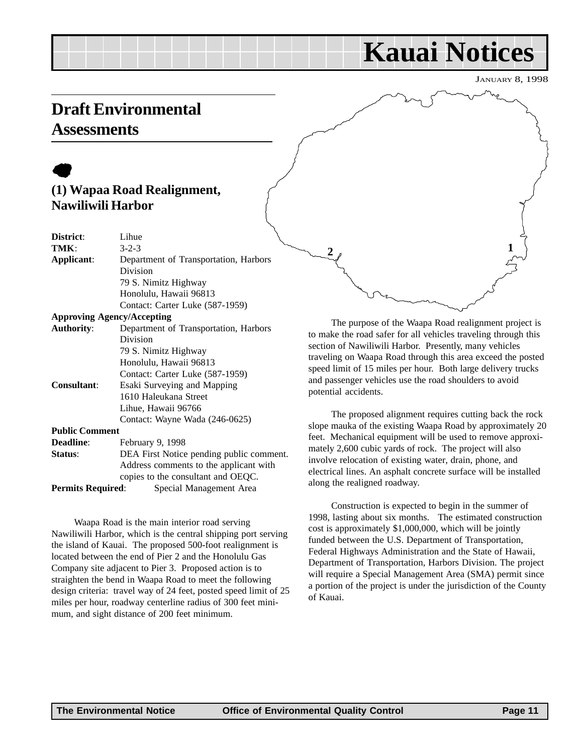# Kauai Notices

JANUARY 8, 1998

## Draft Environmental Assessments

### (1) Wapaa Road Realignment, Nawiliwili Harbor

**District**: Lihue
**TMK**: 3-2-3
**Applicant**: Department of Transportation, Harbors Division
79 S. Nimitz Highway
Honolulu, Hawaii 96813
Contact: Carter Luke (587-1959)

**Approving Agency/Accepting Authority**: Department of Transportation, Harbors Division
79 S. Nimitz Highway
Honolulu, Hawaii 96813
Contact: Carter Luke (587-1959)

**Consultant**: Esaki Surveying and Mapping
1610 Haleukana Street
Lihue, Hawaii 96766
Contact: Wayne Wada (246-0625)

**Public Comment Deadline**: February 9, 1998

**Status**: DEA First Notice pending public comment. Address comments to the applicant with copies to the consultant and OEQC.

**Permits Required**: Special Management Area

Waapa Road is the main interior road serving Nawiliwili Harbor, which is the central shipping port serving the island of Kauai. The proposed 500-foot realignment is located between the end of Pier 2 and the Honolulu Gas Company site adjacent to Pier 3. Proposed action is to straighten the bend in Waapa Road to meet the following design criteria: travel way of 24 feet, posted speed limit of 25 miles per hour, roadway centerline radius of 300 feet minimum, and sight distance of 200 feet minimum.

The purpose of the Waapa Road realignment project is to make the road safer for all vehicles traveling through this section of Nawiliwili Harbor. Presently, many vehicles traveling on Waapa Road through this area exceed the posted speed limit of 15 miles per hour. Both large delivery trucks and passenger vehicles use the road shoulders to avoid potential accidents.

The proposed alignment requires cutting back the rock slope mauka of the existing Waapa Road by approximately 20 feet. Mechanical equipment will be used to remove approximately 2,600 cubic yards of rock. The project will also involve relocation of existing water, drain, phone, and electrical lines. An asphalt concrete surface will be installed along the realigned roadway.

Construction is expected to begin in the summer of 1998, lasting about six months. The estimated construction cost is approximately $1,000,000, which will be jointly funded between the U.S. Department of Transportation, Federal Highways Administration and the State of Hawaii, Department of Transportation, Harbors Division. The project will require a Special Management Area (SMA) permit since a portion of the project is under the jurisdiction of the County of Kauai.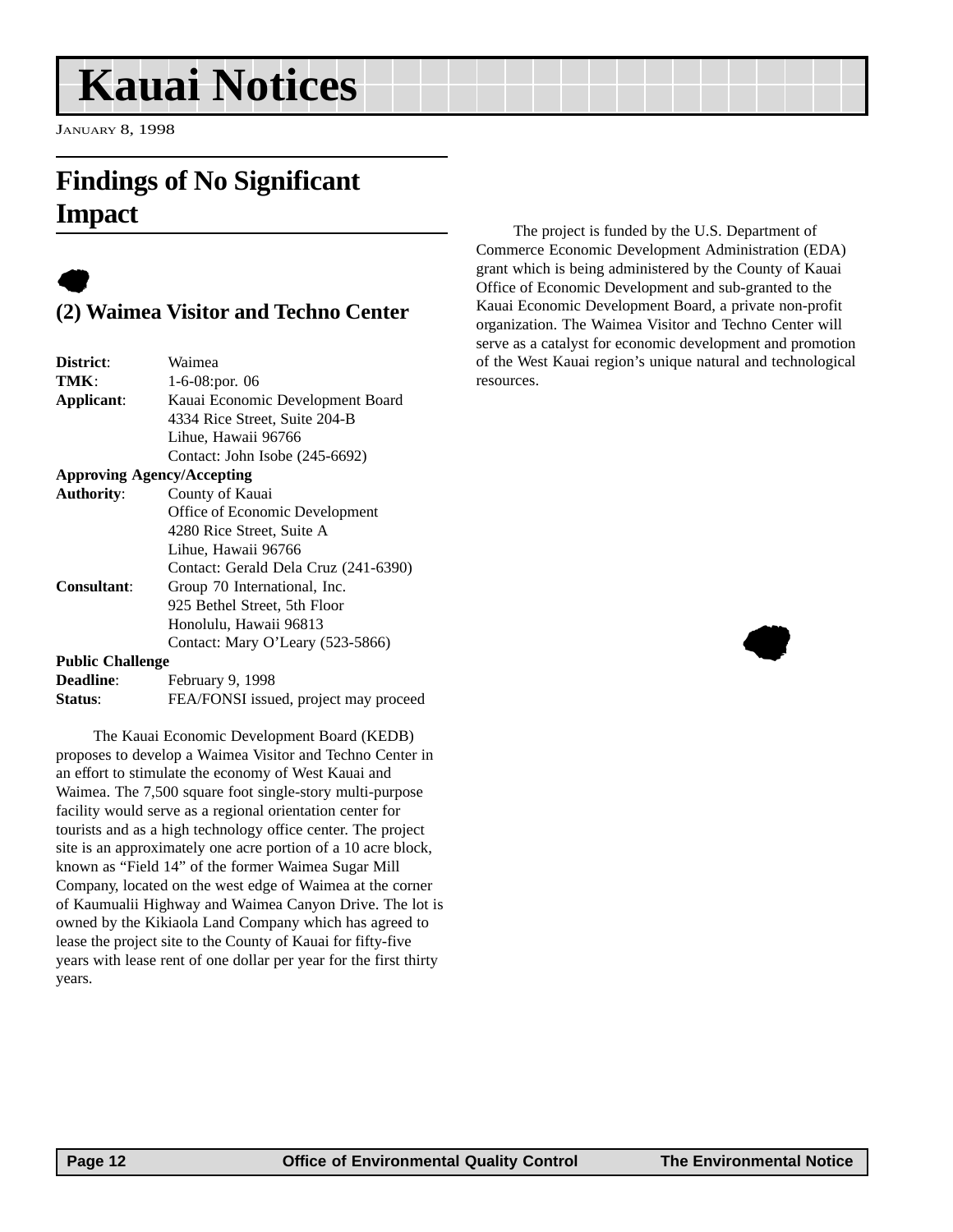# Kauai Notices

JANUARY 8, 1998

## Findings of No Significant Impact

### (2) Waimea Visitor and Techno Center

**District**: Waimea
**TMK**: 1-6-08:por. 06
**Applicant**: Kauai Economic Development Board
4334 Rice Street, Suite 204-B
Lihue, Hawaii 96766
Contact: John Isobe (245-6692)
**Approving Agency/Accepting Authority**: County of Kauai
Office of Economic Development
4280 Rice Street, Suite A
Lihue, Hawaii 96766
Contact: Gerald Dela Cruz (241-6390)
**Consultant**: Group 70 International, Inc.
925 Bethel Street, 5th Floor
Honolulu, Hawaii 96813
Contact: Mary O'Leary (523-5866)
**Public Challenge Deadline**: February 9, 1998
**Status**: FEA/FONSI issued, project may proceed

The Kauai Economic Development Board (KEDB) proposes to develop a Waimea Visitor and Techno Center in an effort to stimulate the economy of West Kauai and Waimea. The 7,500 square foot single-story multi-purpose facility would serve as a regional orientation center for tourists and as a high technology office center. The project site is an approximately one acre portion of a 10 acre block, known as "Field 14" of the former Waimea Sugar Mill Company, located on the west edge of Waimea at the corner of Kaumualii Highway and Waimea Canyon Drive. The lot is owned by the Kikiaola Land Company which has agreed to lease the project site to the County of Kauai for fifty-five years with lease rent of one dollar per year for the first thirty years.

The project is funded by the U.S. Department of Commerce Economic Development Administration (EDA) grant which is being administered by the County of Kauai Office of Economic Development and sub-granted to the Kauai Economic Development Board, a private non-profit organization. The Waimea Visitor and Techno Center will serve as a catalyst for economic development and promotion of the West Kauai region's unique natural and technological resources.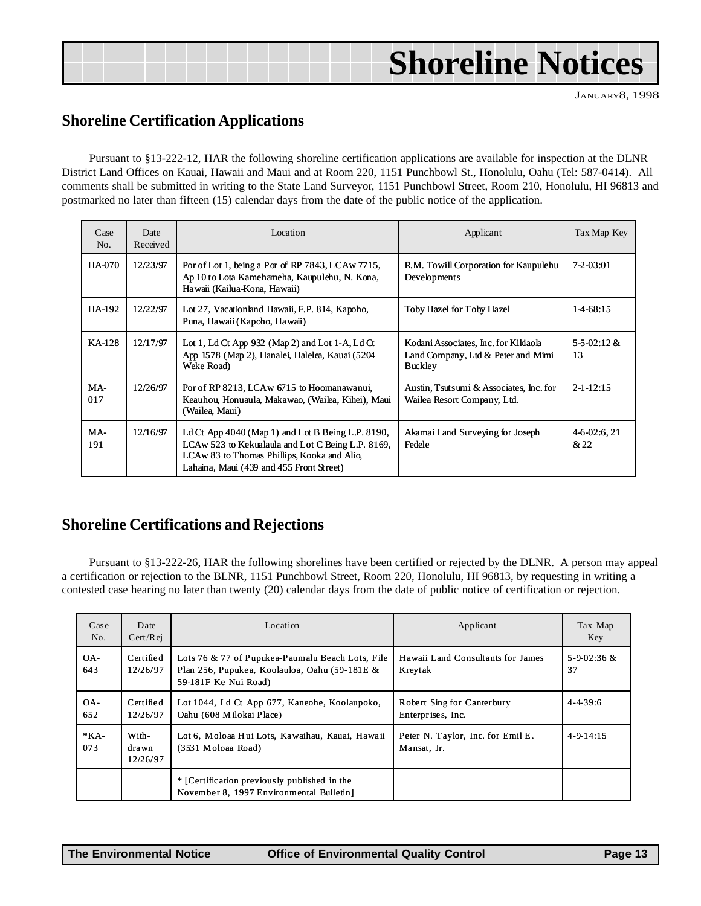# Shoreline Notices

JANUARY 8, 1998

## Shoreline Certification Applications

Pursuant to §13-222-12, HAR the following shoreline certification applications are available for inspection at the DLNR District Land Offices on Kauai, Hawaii and Maui and at Room 220, 1151 Punchbowl St., Honolulu, Oahu (Tel: 587-0414). All comments shall be submitted in writing to the State Land Surveyor, 1151 Punchbowl Street, Room 210, Honolulu, HI 96813 and postmarked no later than fifteen (15) calendar days from the date of the public notice of the application.

| Case No. | Date Received | Location | Applicant | Tax Map Key |
|---|---|---|---|---|
| HA-070 | 12/23/97 | Por of Lot 1, being a Por of RP 7843, LCAw 7715, Ap 10 to Lota Kamehameha, Kaupulehu, N. Kona, Hawaii (Kailua-Kona, Hawaii) | R.M. Towill Corporation for Kaupulehu Developments | 7-2-03:01 |
| HA-192 | 12/22/97 | Lot 27, Vacationland Hawaii, F.P. 814, Kapoho, Puna, Hawaii (Kapoho, Hawaii) | Toby Hazel for Toby Hazel | 1-4-68:15 |
| KA-128 | 12/17/97 | Lot 1, Ld Ct App 932 (Map 2) and Lot 1-A, Ld Ct App 1578 (Map 2), Hanalei, Halelea, Kauai (5204 Weke Road) | Kodani Associates, Inc. for Kikiaola Land Company, Ltd & Peter and Mimi Buckley | 5-5-02:12 & 13 |
| MA-017 | 12/26/97 | Por of RP 8213, LCAw 6715 to Hoomanawanui, Keauhou, Honuaula, Makawao, (Wailea, Kihei), Maui (Wailea, Maui) | Austin, Tsutsumi & Associates, Inc. for Wailea Resort Company, Ltd. | 2-1-12:15 |
| MA-191 | 12/16/97 | Ld Ct App 4040 (Map 1) and Lot B Being L.P. 8190, LCAw 523 to Kekualaula and Lot C Being L.P. 8169, LCAw 83 to Thomas Phillips, Kooka and Alio, Lahaina, Maui (439 and 455 Front Street) | Akamai Land Surveying for Joseph Fedele | 4-6-02:6, 21 & 22 |

## Shoreline Certifications and Rejections

Pursuant to §13-222-26, HAR the following shorelines have been certified or rejected by the DLNR. A person may appeal a certification or rejection to the BLNR, 1151 Punchbowl Street, Room 220, Honolulu, HI 96813, by requesting in writing a contested case hearing no later than twenty (20) calendar days from the date of public notice of certification or rejection.

| Case No. | Date Cert/Rej | Location | Applicant | Tax Map Key |
|---|---|---|---|---|
| OA-643 | Certified 12/26/97 | Lots 76 & 77 of Pupukea-Paumalu Beach Lots, File Plan 256, Pupukea, Koolauloa, Oahu (59-181E & 59-181F Ke Nui Road) | Hawaii Land Consultants for James Kreytak | 5-9-02:36 & 37 |
| OA-652 | Certified 12/26/97 | Lot 1044, Ld Ct App 677, Kaneohe, Koolaupoko, Oahu (608 Milokai Place) | Robert Sing for Canterbury Enterprises, Inc. | 4-4-39:6 |
| *KA-073 | With-drawn 12/26/97 | Lot 6, Moloaa Hui Lots, Kawaihau, Kauai, Hawaii (3531 Moloaa Road) | Peter N. Taylor, Inc. for Emil E. Mansat, Jr. | 4-9-14:15 |
| | | * [Certification previously published in the November 8, 1997 Environmental Bulletin] | | |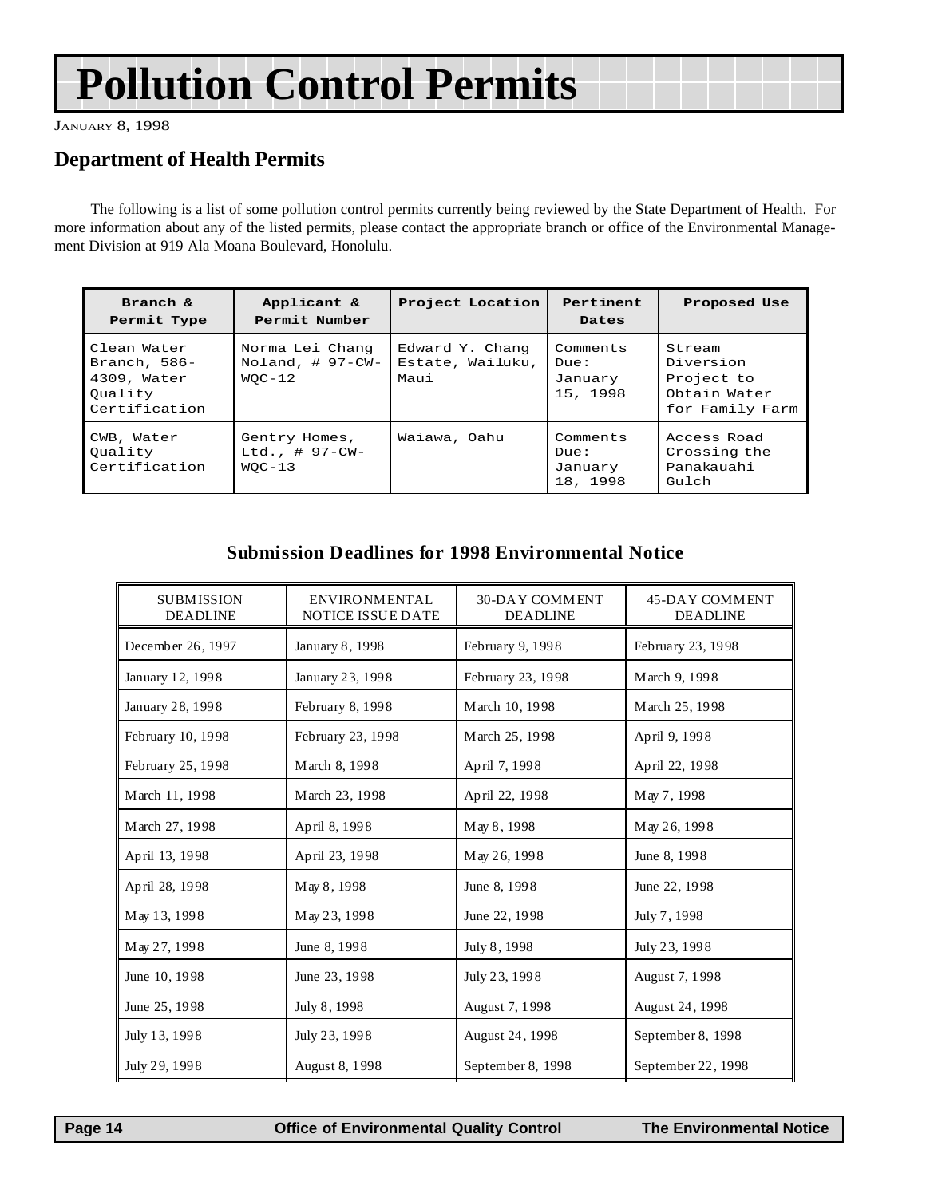# Pollution Control Permits

January 8, 1998

## Department of Health Permits

The following is a list of some pollution control permits currently being reviewed by the State Department of Health. For more information about any of the listed permits, please contact the appropriate branch or office of the Environmental Management Division at 919 Ala Moana Boulevard, Honolulu.

| Branch & Permit Type | Applicant & Permit Number | Project Location | Pertinent Dates | Proposed Use |
|---|---|---|---|---|
| Clean Water Branch, 586-4309, Water Quality Certification | Norma Lei Chang Noland, # 97-CW-WQC-12 | Edward Y. Chang Estate, Wailuku, Maui | Comments Due: January 15, 1998 | Stream Diversion Project to Obtain Water for Family Farm |
| CWB, Water Quality Certification | Gentry Homes, Ltd., # 97-CW-WQC-13 | Waiawa, Oahu | Comments Due: January 18, 1998 | Access Road Crossing the Panakauahi Gulch |

### Submission Deadlines for 1998 Environmental Notice

| SUBMISSION DEADLINE | ENVIRONMENTAL NOTICE ISSUE DATE | 30-DAY COMMENT DEADLINE | 45-DAY COMMENT DEADLINE |
|---|---|---|---|
| December 26, 1997 | January 8, 1998 | February 9, 1998 | February 23, 1998 |
| January 12, 1998 | January 23, 1998 | February 23, 1998 | March 9, 1998 |
| January 28, 1998 | February 8, 1998 | March 10, 1998 | March 25, 1998 |
| February 10, 1998 | February 23, 1998 | March 25, 1998 | April 9, 1998 |
| February 25, 1998 | March 8, 1998 | April 7, 1998 | April 22, 1998 |
| March 11, 1998 | March 23, 1998 | April 22, 1998 | May 7, 1998 |
| March 27, 1998 | April 8, 1998 | May 8, 1998 | May 26, 1998 |
| April 13, 1998 | April 23, 1998 | May 26, 1998 | June 8, 1998 |
| April 28, 1998 | May 8, 1998 | June 8, 1998 | June 22, 1998 |
| May 13, 1998 | May 23, 1998 | June 22, 1998 | July 7, 1998 |
| May 27, 1998 | June 8, 1998 | July 8, 1998 | July 23, 1998 |
| June 10, 1998 | June 23, 1998 | July 23, 1998 | August 7, 1998 |
| June 25, 1998 | July 8, 1998 | August 7, 1998 | August 24, 1998 |
| July 13, 1998 | July 23, 1998 | August 24, 1998 | September 8, 1998 |
| July 29, 1998 | August 8, 1998 | September 8, 1998 | September 22, 1998 |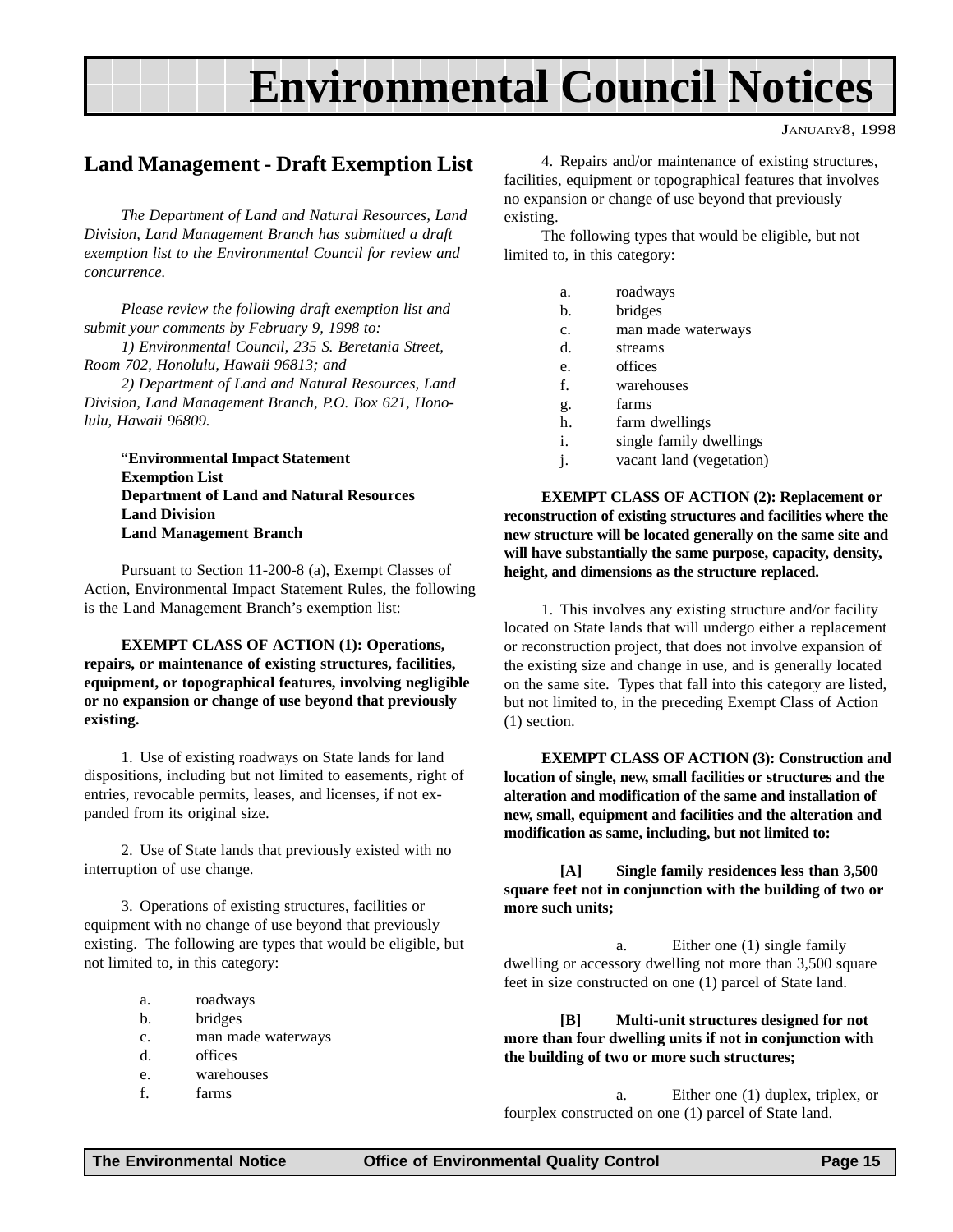# Environmental Council Notices

JANUARY 8, 1998

## Land Management - Draft Exemption List

*The Department of Land and Natural Resources, Land Division, Land Management Branch has submitted a draft exemption list to the Environmental Council for review and concurrence.*

*Please review the following draft exemption list and submit your comments by February 9, 1998 to:*

*1) Environmental Council, 235 S. Beretania Street, Room 702, Honolulu, Hawaii 96813; and*

*2) Department of Land and Natural Resources, Land Division, Land Management Branch, P.O. Box 621, Honolulu, Hawaii 96809.*

"**Environmental Impact Statement**
**Exemption List**
**Department of Land and Natural Resources**
**Land Division**
**Land Management Branch**

Pursuant to Section 11-200-8 (a), Exempt Classes of Action, Environmental Impact Statement Rules, the following is the Land Management Branch's exemption list:

**EXEMPT CLASS OF ACTION (1): Operations, repairs, or maintenance of existing structures, facilities, equipment, or topographical features, involving negligible or no expansion or change of use beyond that previously existing.**

1. Use of existing roadways on State lands for land dispositions, including but not limited to easements, right of entries, revocable permits, leases, and licenses, if not expanded from its original size.

2. Use of State lands that previously existed with no interruption of use change.

3. Operations of existing structures, facilities or equipment with no change of use beyond that previously existing. The following are types that would be eligible, but not limited to, in this category:

a. roadways
b. bridges
c. man made waterways
d. offices
e. warehouses
f. farms

4. Repairs and/or maintenance of existing structures, facilities, equipment or topographical features that involves no expansion or change of use beyond that previously existing.

The following types that would be eligible, but not limited to, in this category:

a. roadways
b. bridges
c. man made waterways
d. streams
e. offices
f. warehouses
g. farms
h. farm dwellings
i. single family dwellings
j. vacant land (vegetation)

**EXEMPT CLASS OF ACTION (2): Replacement or reconstruction of existing structures and facilities where the new structure will be located generally on the same site and will have substantially the same purpose, capacity, density, height, and dimensions as the structure replaced.**

1. This involves any existing structure and/or facility located on State lands that will undergo either a replacement or reconstruction project, that does not involve expansion of the existing size and change in use, and is generally located on the same site. Types that fall into this category are listed, but not limited to, in the preceding Exempt Class of Action (1) section.

**EXEMPT CLASS OF ACTION (3): Construction and location of single, new, small facilities or structures and the alteration and modification of the same and installation of new, small, equipment and facilities and the alteration and modification as same, including, but not limited to:**

**[A] Single family residences less than 3,500 square feet not in conjunction with the building of two or more such units;**

a. Either one (1) single family dwelling or accessory dwelling not more than 3,500 square feet in size constructed on one (1) parcel of State land.

**[B] Multi-unit structures designed for not more than four dwelling units if not in conjunction with the building of two or more such structures;**

a. Either one (1) duplex, triplex, or fourplex constructed on one (1) parcel of State land.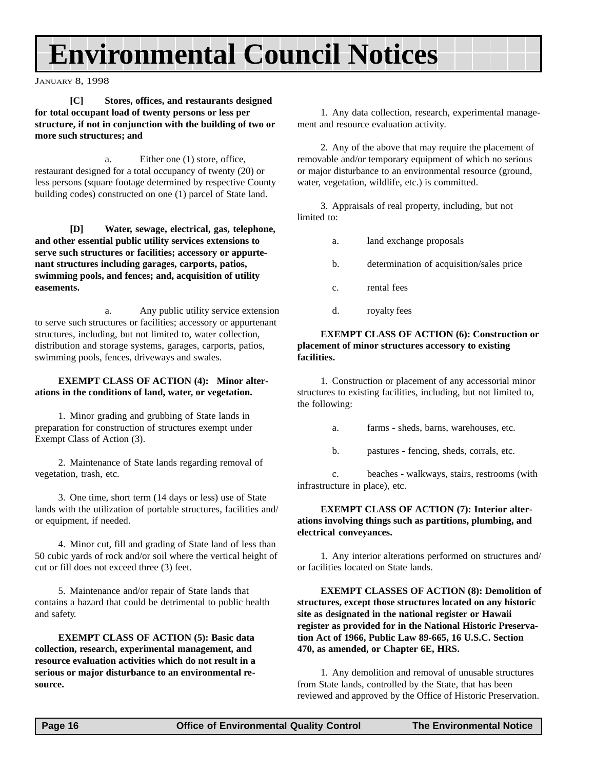**[C] Stores, offices, and restaurants designed for total occupant load of twenty persons or less per structure, if not in conjunction with the building of two or more such structures; and**

a. Either one (1) store, office, restaurant designed for a total occupancy of twenty (20) or less persons (square footage determined by respective County building codes) constructed on one (1) parcel of State land.

**[D] Water, sewage, electrical, gas, telephone, and other essential public utility services extensions to serve such structures or facilities; accessory or appurtenant structures including garages, carports, patios, swimming pools, and fences; and, acquisition of utility easements.**

a. Any public utility service extension to serve such structures or facilities; accessory or appurtenant structures, including, but not limited to, water collection, distribution and storage systems, garages, carports, patios, swimming pools, fences, driveways and swales.

**EXEMPT CLASS OF ACTION (4): Minor alterations in the conditions of land, water, or vegetation.**

1. Minor grading and grubbing of State lands in preparation for construction of structures exempt under Exempt Class of Action (3).

2. Maintenance of State lands regarding removal of vegetation, trash, etc.

3. One time, short term (14 days or less) use of State lands with the utilization of portable structures, facilities and/or equipment, if needed.

4. Minor cut, fill and grading of State land of less than 50 cubic yards of rock and/or soil where the vertical height of cut or fill does not exceed three (3) feet.

5. Maintenance and/or repair of State lands that contains a hazard that could be detrimental to public health and safety.

**EXEMPT CLASS OF ACTION (5): Basic data collection, research, experimental management, and resource evaluation activities which do not result in a serious or major disturbance to an environmental resource.**

1. Any data collection, research, experimental management and resource evaluation activity.

2. Any of the above that may require the placement of removable and/or temporary equipment of which no serious or major disturbance to an environmental resource (ground, water, vegetation, wildlife, etc.) is committed.

3. Appraisals of real property, including, but not limited to:

a. land exchange proposals

b. determination of acquisition/sales price

c. rental fees

d. royalty fees

**EXEMPT CLASS OF ACTION (6): Construction or placement of minor structures accessory to existing facilities.**

1. Construction or placement of any accessorial minor structures to existing facilities, including, but not limited to, the following:

a. farms - sheds, barns, warehouses, etc.

b. pastures - fencing, sheds, corrals, etc.

c. beaches - walkways, stairs, restrooms (with infrastructure in place), etc.

**EXEMPT CLASS OF ACTION (7): Interior alterations involving things such as partitions, plumbing, and electrical conveyances.**

1. Any interior alterations performed on structures and/or facilities located on State lands.

**EXEMPT CLASSES OF ACTION (8): Demolition of structures, except those structures located on any historic site as designated in the national register or Hawaii register as provided for in the National Historic Preservation Act of 1966, Public Law 89-665, 16 U.S.C. Section 470, as amended, or Chapter 6E, HRS.**

1. Any demolition and removal of unusable structures from State lands, controlled by the State, that has been reviewed and approved by the Office of Historic Preservation.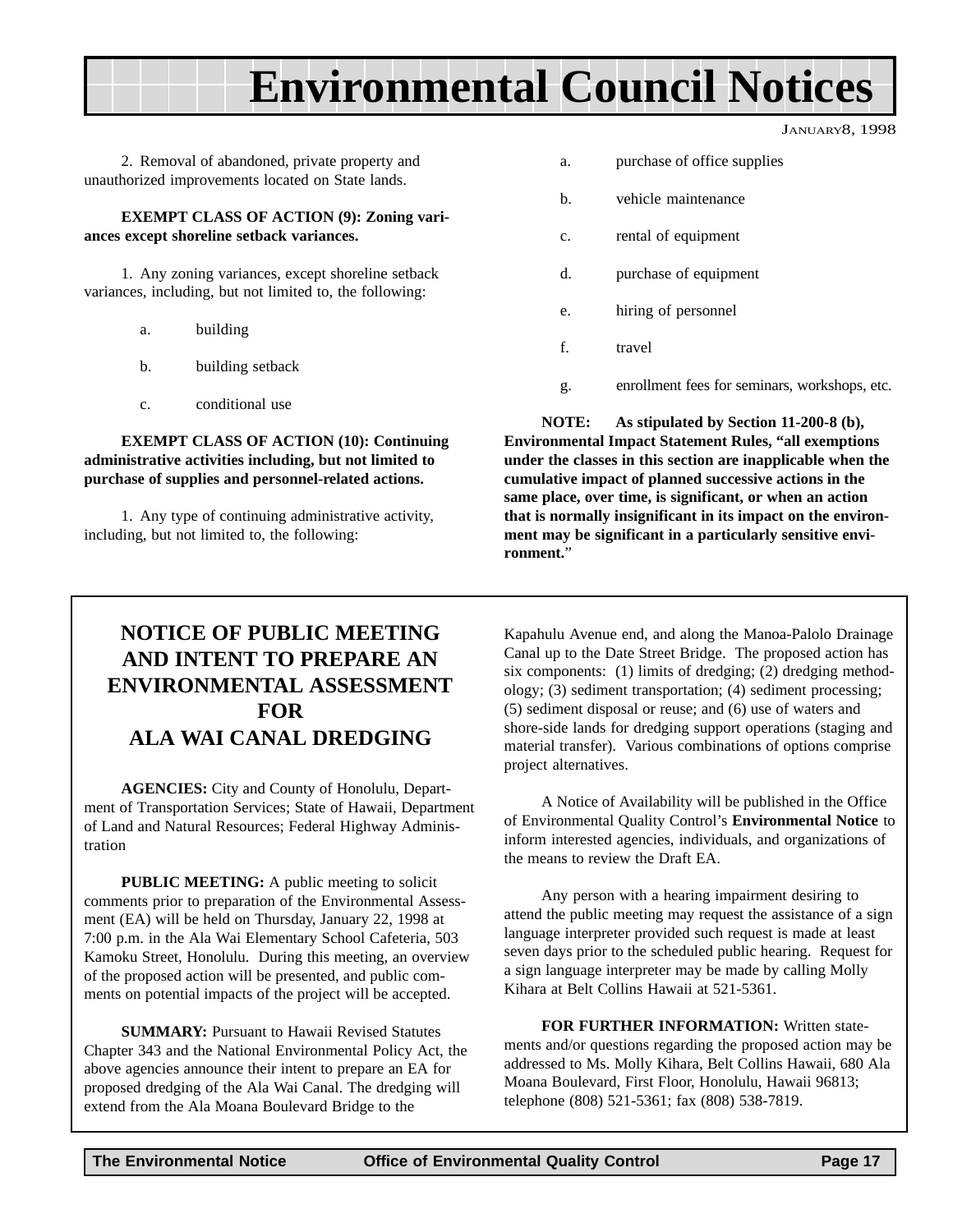2. Removal of abandoned, private property and unauthorized improvements located on State lands.

**EXEMPT CLASS OF ACTION (9): Zoning variances except shoreline setback variances.**

1. Any zoning variances, except shoreline setback variances, including, but not limited to, the following:

- a. building
- b. building setback
- c. conditional use

**EXEMPT CLASS OF ACTION (10): Continuing administrative activities including, but not limited to purchase of supplies and personnel-related actions.**

1. Any type of continuing administrative activity, including, but not limited to, the following:

- a. purchase of office supplies
- b. vehicle maintenance
- c. rental of equipment
- d. purchase of equipment
- e. hiring of personnel
- f. travel
- g. enrollment fees for seminars, workshops, etc.

**NOTE: As stipulated by Section 11-200-8 (b), Environmental Impact Statement Rules, "all exemptions under the classes in this section are inapplicable when the cumulative impact of planned successive actions in the same place, over time, is significant, or when an action that is normally insignificant in its impact on the environment may be significant in a particularly sensitive environment.**"

## NOTICE OF PUBLIC MEETING AND INTENT TO PREPARE AN ENVIRONMENTAL ASSESSMENT FOR ALA WAI CANAL DREDGING

**AGENCIES:** City and County of Honolulu, Department of Transportation Services; State of Hawaii, Department of Land and Natural Resources; Federal Highway Administration

**PUBLIC MEETING:** A public meeting to solicit comments prior to preparation of the Environmental Assessment (EA) will be held on Thursday, January 22, 1998 at 7:00 p.m. in the Ala Wai Elementary School Cafeteria, 503 Kamoku Street, Honolulu. During this meeting, an overview of the proposed action will be presented, and public comments on potential impacts of the project will be accepted.

**SUMMARY:** Pursuant to Hawaii Revised Statutes Chapter 343 and the National Environmental Policy Act, the above agencies announce their intent to prepare an EA for proposed dredging of the Ala Wai Canal. The dredging will extend from the Ala Moana Boulevard Bridge to the Kapahulu Avenue end, and along the Manoa-Palolo Drainage Canal up to the Date Street Bridge. The proposed action has six components: (1) limits of dredging; (2) dredging methodology; (3) sediment transportation; (4) sediment processing; (5) sediment disposal or reuse; and (6) use of waters and shore-side lands for dredging support operations (staging and material transfer). Various combinations of options comprise project alternatives.

A Notice of Availability will be published in the Office of Environmental Quality Control's **Environmental Notice** to inform interested agencies, individuals, and organizations of the means to review the Draft EA.

Any person with a hearing impairment desiring to attend the public meeting may request the assistance of a sign language interpreter provided such request is made at least seven days prior to the scheduled public hearing. Request for a sign language interpreter may be made by calling Molly Kihara at Belt Collins Hawaii at 521-5361.

**FOR FURTHER INFORMATION:** Written statements and/or questions regarding the proposed action may be addressed to Ms. Molly Kihara, Belt Collins Hawaii, 680 Ala Moana Boulevard, First Floor, Honolulu, Hawaii 96813; telephone (808) 521-5361; fax (808) 538-7819.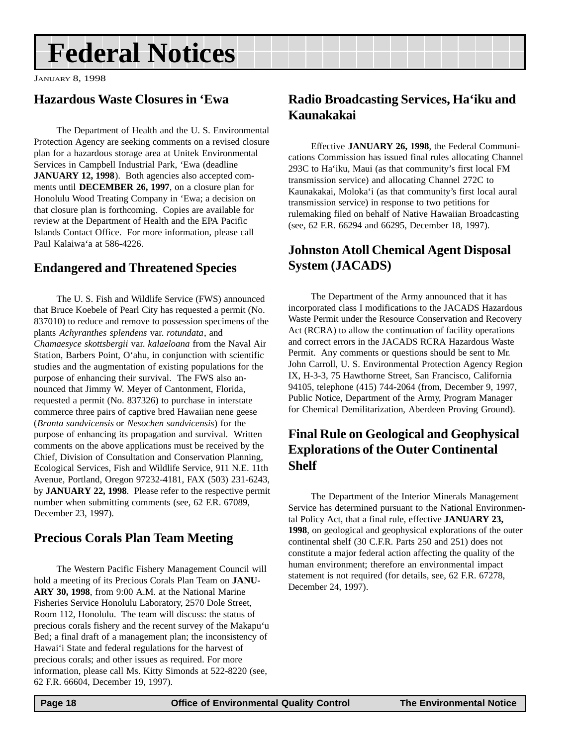# Federal Notices

JANUARY 8, 1998

## Hazardous Waste Closures in ʻEwa

The Department of Health and the U. S. Environmental Protection Agency are seeking comments on a revised closure plan for a hazardous storage area at Unitek Environmental Services in Campbell Industrial Park, ʻEwa (deadline **JANUARY 12, 1998**). Both agencies also accepted comments until **DECEMBER 26, 1997**, on a closure plan for Honolulu Wood Treating Company in ʻEwa; a decision on that closure plan is forthcoming. Copies are available for review at the Department of Health and the EPA Pacific Islands Contact Office. For more information, please call Paul Kalaiwaʻa at 586-4226.

## Endangered and Threatened Species

The U. S. Fish and Wildlife Service (FWS) announced that Bruce Koebele of Pearl City has requested a permit (No. 837010) to reduce and remove to possession specimens of the plants *Achyranthes splendens* var. *rotundata*, and *Chamaesyce skottsbergii* var. *kalaeloana* from the Naval Air Station, Barbers Point, Oʻahu, in conjunction with scientific studies and the augmentation of existing populations for the purpose of enhancing their survival. The FWS also announced that Jimmy W. Meyer of Cantonment, Florida, requested a permit (No. 837326) to purchase in interstate commerce three pairs of captive bred Hawaiian nene geese (*Branta sandvicensis* or *Nesochen sandvicensis*) for the purpose of enhancing its propagation and survival. Written comments on the above applications must be received by the Chief, Division of Consultation and Conservation Planning, Ecological Services, Fish and Wildlife Service, 911 N.E. 11th Avenue, Portland, Oregon 97232-4181, FAX (503) 231-6243, by **JANUARY 22, 1998**. Please refer to the respective permit number when submitting comments (see, 62 F.R. 67089, December 23, 1997).

## Precious Corals Plan Team Meeting

The Western Pacific Fishery Management Council will hold a meeting of its Precious Corals Plan Team on **JANUARY 30, 1998**, from 9:00 A.M. at the National Marine Fisheries Service Honolulu Laboratory, 2570 Dole Street, Room 112, Honolulu. The team will discuss: the status of precious corals fishery and the recent survey of the Makapuʻu Bed; a final draft of a management plan; the inconsistency of Hawaiʻi State and federal regulations for the harvest of precious corals; and other issues as required. For more information, please call Ms. Kitty Simonds at 522-8220 (see, 62 F.R. 66604, December 19, 1997).

## Radio Broadcasting Services, Haʻiku and Kaunakakai

Effective **JANUARY 26, 1998**, the Federal Communications Commission has issued final rules allocating Channel 293C to Haʻiku, Maui (as that community's first local FM transmission service) and allocating Channel 272C to Kaunakakai, Molokaʻi (as that community's first local aural transmission service) in response to two petitions for rulemaking filed on behalf of Native Hawaiian Broadcasting (see, 62 F.R. 66294 and 66295, December 18, 1997).

## Johnston Atoll Chemical Agent Disposal System (JACADS)

The Department of the Army announced that it has incorporated class I modifications to the JACADS Hazardous Waste Permit under the Resource Conservation and Recovery Act (RCRA) to allow the continuation of facility operations and correct errors in the JACADS RCRA Hazardous Waste Permit. Any comments or questions should be sent to Mr. John Carroll, U. S. Environmental Protection Agency Region IX, H-3-3, 75 Hawthorne Street, San Francisco, California 94105, telephone (415) 744-2064 (from, December 9, 1997, Public Notice, Department of the Army, Program Manager for Chemical Demilitarization, Aberdeen Proving Ground).

## Final Rule on Geological and Geophysical Explorations of the Outer Continental Shelf

The Department of the Interior Minerals Management Service has determined pursuant to the National Environmental Policy Act, that a final rule, effective **JANUARY 23, 1998**, on geological and geophysical explorations of the outer continental shelf (30 C.F.R. Parts 250 and 251) does not constitute a major federal action affecting the quality of the human environment; therefore an environmental impact statement is not required (for details, see, 62 F.R. 67278, December 24, 1997).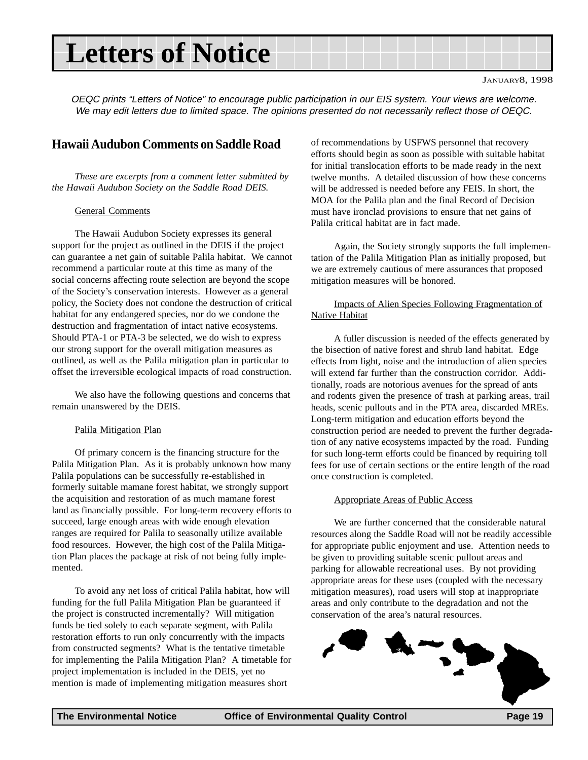# Letters of Notice

JANUARY 8, 1998

*OEQC prints "Letters of Notice" to encourage public participation in our EIS system. Your views are welcome. We may edit letters due to limited space. The opinions presented do not necessarily reflect those of OEQC.*

## Hawaii Audubon Comments on Saddle Road

*These are excerpts from a comment letter submitted by the Hawaii Audubon Society on the Saddle Road DEIS.*

General Comments

The Hawaii Audubon Society expresses its general support for the project as outlined in the DEIS if the project can guarantee a net gain of suitable Palila habitat. We cannot recommend a particular route at this time as many of the social concerns affecting route selection are beyond the scope of the Society's conservation interests. However as a general policy, the Society does not condone the destruction of critical habitat for any endangered species, nor do we condone the destruction and fragmentation of intact native ecosystems. Should PTA-1 or PTA-3 be selected, we do wish to express our strong support for the overall mitigation measures as outlined, as well as the Palila mitigation plan in particular to offset the irreversible ecological impacts of road construction.

We also have the following questions and concerns that remain unanswered by the DEIS.

Palila Mitigation Plan

Of primary concern is the financing structure for the Palila Mitigation Plan. As it is probably unknown how many Palila populations can be successfully re-established in formerly suitable mamane forest habitat, we strongly support the acquisition and restoration of as much mamane forest land as financially possible. For long-term recovery efforts to succeed, large enough areas with wide enough elevation ranges are required for Palila to seasonally utilize available food resources. However, the high cost of the Palila Mitigation Plan places the package at risk of not being fully implemented.

To avoid any net loss of critical Palila habitat, how will funding for the full Palila Mitigation Plan be guaranteed if the project is constructed incrementally? Will mitigation funds be tied solely to each separate segment, with Palila restoration efforts to run only concurrently with the impacts from constructed segments? What is the tentative timetable for implementing the Palila Mitigation Plan? A timetable for project implementation is included in the DEIS, yet no mention is made of implementing mitigation measures short of recommendations by USFWS personnel that recovery efforts should begin as soon as possible with suitable habitat for initial translocation efforts to be made ready in the next twelve months. A detailed discussion of how these concerns will be addressed is needed before any FEIS. In short, the MOA for the Palila plan and the final Record of Decision must have ironclad provisions to ensure that net gains of Palila critical habitat are in fact made.

Again, the Society strongly supports the full implementation of the Palila Mitigation Plan as initially proposed, but we are extremely cautious of mere assurances that proposed mitigation measures will be honored.

Impacts of Alien Species Following Fragmentation of Native Habitat

A fuller discussion is needed of the effects generated by the bisection of native forest and shrub land habitat. Edge effects from light, noise and the introduction of alien species will extend far further than the construction corridor. Additionally, roads are notorious avenues for the spread of ants and rodents given the presence of trash at parking areas, trail heads, scenic pullouts and in the PTA area, discarded MREs. Long-term mitigation and education efforts beyond the construction period are needed to prevent the further degradation of any native ecosystems impacted by the road. Funding for such long-term efforts could be financed by requiring toll fees for use of certain sections or the entire length of the road once construction is completed.

Appropriate Areas of Public Access

We are further concerned that the considerable natural resources along the Saddle Road will not be readily accessible for appropriate public enjoyment and use. Attention needs to be given to providing suitable scenic pullout areas and parking for allowable recreational uses. By not providing appropriate areas for these uses (coupled with the necessary mitigation measures), road users will stop at inappropriate areas and only contribute to the degradation and not the conservation of the area's natural resources.